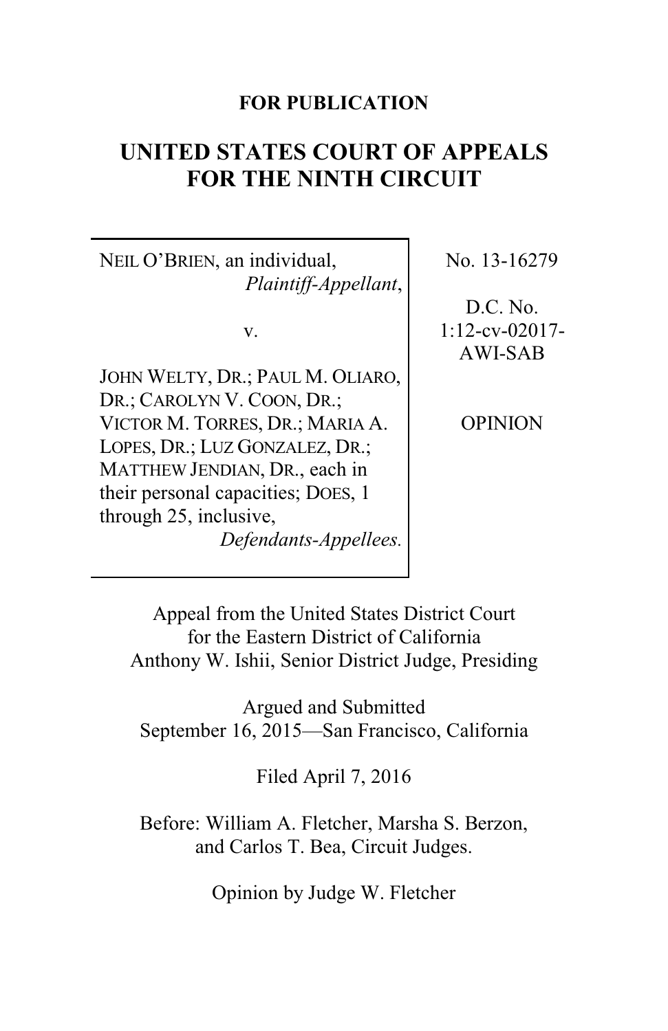**FOR PUBLICATION**

# UNITED STATES COURT OF APPEALS FOR THE NINTH CIRCUIT

| | |
|---|---|
| NEIL O'BRIEN, an individual, *Plaintiff-Appellant*, | No. 13-16279 |
| v. | D.C. No. 1:12-cv-02017-AWI-SAB |
| JOHN WELTY, DR.; PAUL M. OLIARO, DR.; CAROLYN V. COON, DR.; VICTOR M. TORRES, DR.; MARIA A. LOPES, DR.; LUZ GONZALEZ, DR.; MATTHEW JENDIAN, DR., each in their personal capacities; DOES, 1 through 25, inclusive, *Defendants-Appellees.* | OPINION |

Appeal from the United States District Court for the Eastern District of California
Anthony W. Ishii, Senior District Judge, Presiding

Argued and Submitted
September 16, 2015—San Francisco, California

Filed April 7, 2016

Before: William A. Fletcher, Marsha S. Berzon, and Carlos T. Bea, Circuit Judges.

Opinion by Judge W. Fletcher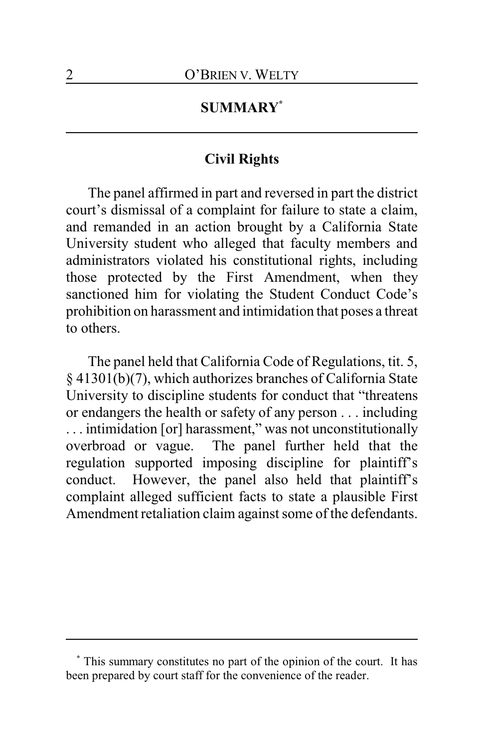## SUMMARY[*]

### Civil Rights

The panel affirmed in part and reversed in part the district court's dismissal of a complaint for failure to state a claim, and remanded in an action brought by a California State University student who alleged that faculty members and administrators violated his constitutional rights, including those protected by the First Amendment, when they sanctioned him for violating the Student Conduct Code's prohibition on harassment and intimidation that poses a threat to others.

The panel held that California Code of Regulations, tit. 5, § 41301(b)(7), which authorizes branches of California State University to discipline students for conduct that "threatens or endangers the health or safety of any person . . . including . . . intimidation [or] harassment," was not unconstitutionally overbroad or vague. The panel further held that the regulation supported imposing discipline for plaintiff's conduct. However, the panel also held that plaintiff's complaint alleged sufficient facts to state a plausible First Amendment retaliation claim against some of the defendants.

[*] This summary constitutes no part of the opinion of the court. It has been prepared by court staff for the convenience of the reader.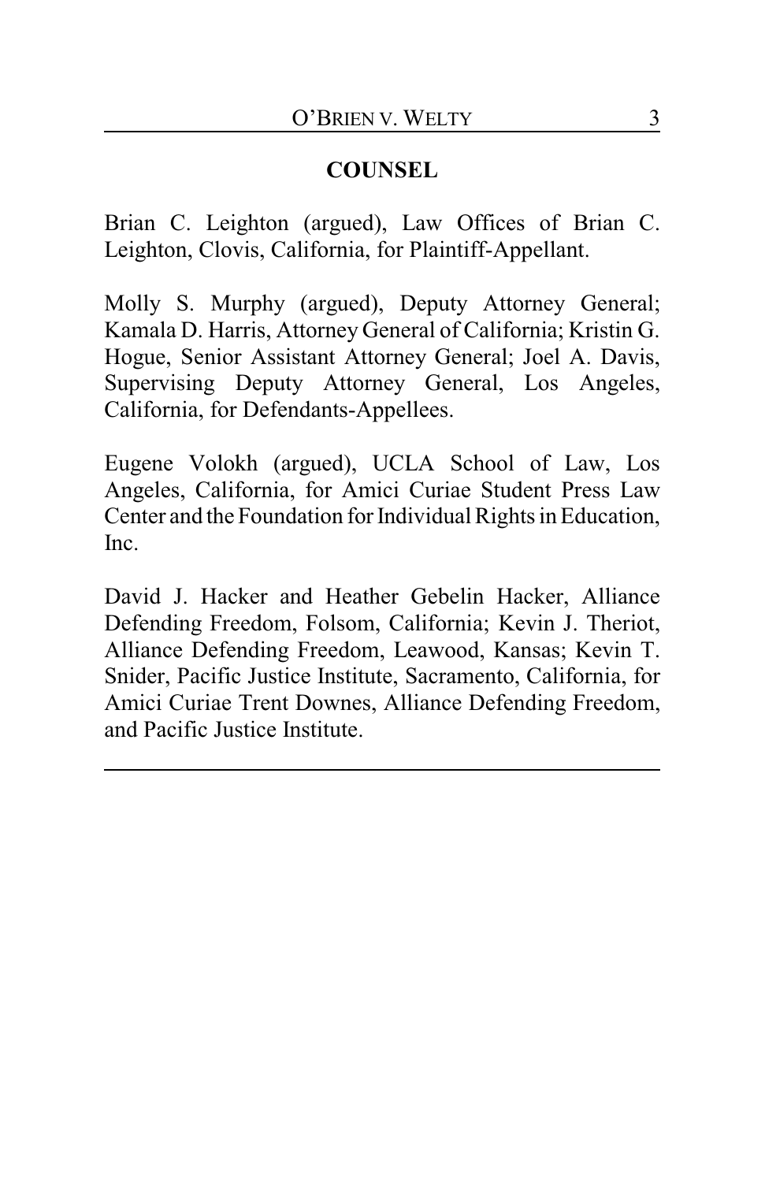## COUNSEL

Brian C. Leighton (argued), Law Offices of Brian C. Leighton, Clovis, California, for Plaintiff-Appellant.

Molly S. Murphy (argued), Deputy Attorney General; Kamala D. Harris, Attorney General of California; Kristin G. Hogue, Senior Assistant Attorney General; Joel A. Davis, Supervising Deputy Attorney General, Los Angeles, California, for Defendants-Appellees.

Eugene Volokh (argued), UCLA School of Law, Los Angeles, California, for Amici Curiae Student Press Law Center and the Foundation for Individual Rights in Education, Inc.

David J. Hacker and Heather Gebelin Hacker, Alliance Defending Freedom, Folsom, California; Kevin J. Theriot, Alliance Defending Freedom, Leawood, Kansas; Kevin T. Snider, Pacific Justice Institute, Sacramento, California, for Amici Curiae Trent Downes, Alliance Defending Freedom, and Pacific Justice Institute.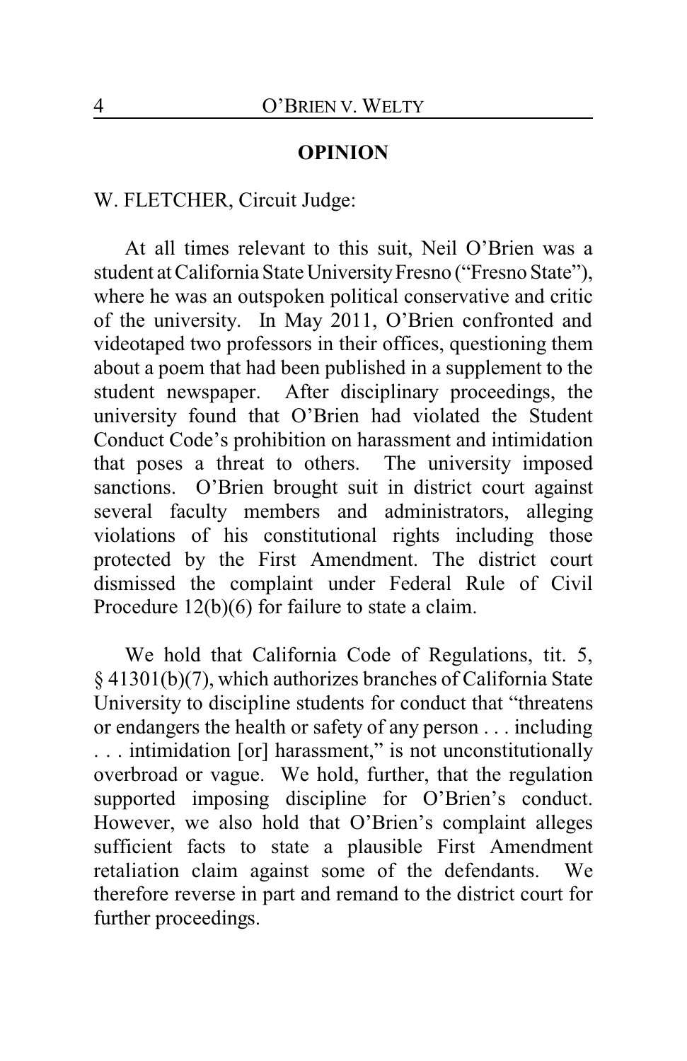## OPINION

W. FLETCHER, Circuit Judge:

At all times relevant to this suit, Neil O'Brien was a student at California State University Fresno ("Fresno State"), where he was an outspoken political conservative and critic of the university. In May 2011, O'Brien confronted and videotaped two professors in their offices, questioning them about a poem that had been published in a supplement to the student newspaper. After disciplinary proceedings, the university found that O'Brien had violated the Student Conduct Code's prohibition on harassment and intimidation that poses a threat to others. The university imposed sanctions. O'Brien brought suit in district court against several faculty members and administrators, alleging violations of his constitutional rights including those protected by the First Amendment. The district court dismissed the complaint under Federal Rule of Civil Procedure 12(b)(6) for failure to state a claim.

We hold that California Code of Regulations, tit. 5, § 41301(b)(7), which authorizes branches of California State University to discipline students for conduct that "threatens or endangers the health or safety of any person . . . including . . . intimidation [or] harassment," is not unconstitutionally overbroad or vague. We hold, further, that the regulation supported imposing discipline for O'Brien's conduct. However, we also hold that O'Brien's complaint alleges sufficient facts to state a plausible First Amendment retaliation claim against some of the defendants. We therefore reverse in part and remand to the district court for further proceedings.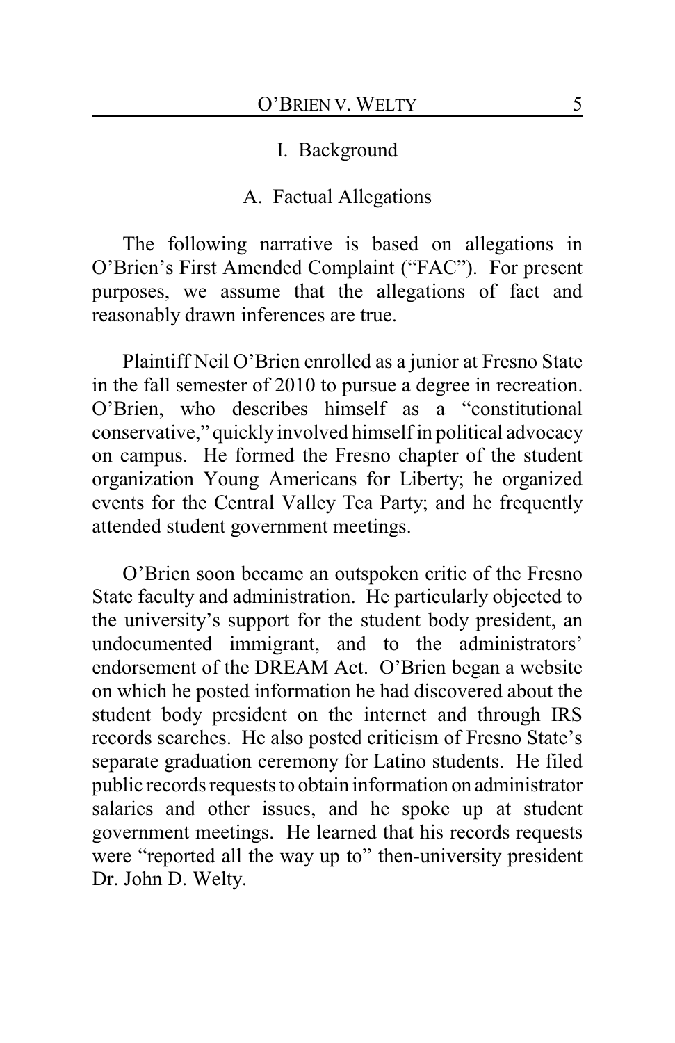## I. Background

### A. Factual Allegations

The following narrative is based on allegations in O'Brien's First Amended Complaint ("FAC"). For present purposes, we assume that the allegations of fact and reasonably drawn inferences are true.

Plaintiff Neil O'Brien enrolled as a junior at Fresno State in the fall semester of 2010 to pursue a degree in recreation. O'Brien, who describes himself as a "constitutional conservative," quickly involved himself in political advocacy on campus. He formed the Fresno chapter of the student organization Young Americans for Liberty; he organized events for the Central Valley Tea Party; and he frequently attended student government meetings.

O'Brien soon became an outspoken critic of the Fresno State faculty and administration. He particularly objected to the university's support for the student body president, an undocumented immigrant, and to the administrators' endorsement of the DREAM Act. O'Brien began a website on which he posted information he had discovered about the student body president on the internet and through IRS records searches. He also posted criticism of Fresno State's separate graduation ceremony for Latino students. He filed public records requests to obtain information on administrator salaries and other issues, and he spoke up at student government meetings. He learned that his records requests were "reported all the way up to" then-university president Dr. John D. Welty.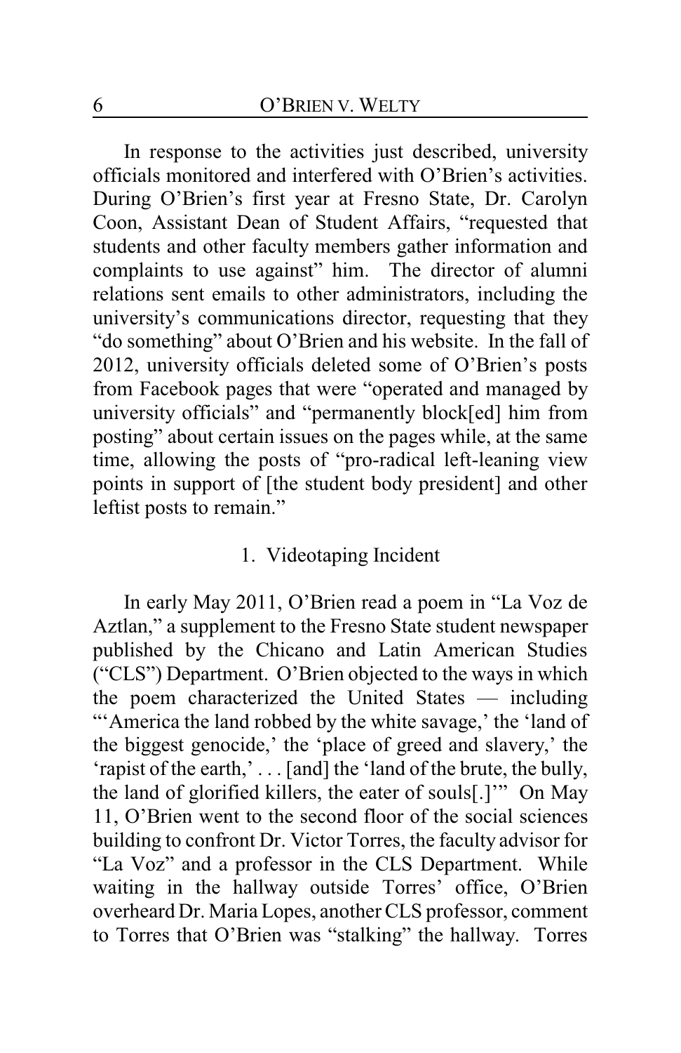In response to the activities just described, university officials monitored and interfered with O'Brien's activities. During O'Brien's first year at Fresno State, Dr. Carolyn Coon, Assistant Dean of Student Affairs, "requested that students and other faculty members gather information and complaints to use against" him. The director of alumni relations sent emails to other administrators, including the university's communications director, requesting that they "do something" about O'Brien and his website. In the fall of 2012, university officials deleted some of O'Brien's posts from Facebook pages that were "operated and managed by university officials" and "permanently block[ed] him from posting" about certain issues on the pages while, at the same time, allowing the posts of "pro-radical left-leaning view points in support of [the student body president] and other leftist posts to remain."

### 1. Videotaping Incident

In early May 2011, O'Brien read a poem in "La Voz de Aztlan," a supplement to the Fresno State student newspaper published by the Chicano and Latin American Studies ("CLS") Department. O'Brien objected to the ways in which the poem characterized the United States — including "'America the land robbed by the white savage,' the 'land of the biggest genocide,' the 'place of greed and slavery,' the 'rapist of the earth,' . . . [and] the 'land of the brute, the bully, the land of glorified killers, the eater of souls[.]'" On May 11, O'Brien went to the second floor of the social sciences building to confront Dr. Victor Torres, the faculty advisor for "La Voz" and a professor in the CLS Department. While waiting in the hallway outside Torres' office, O'Brien overheard Dr. Maria Lopes, another CLS professor, comment to Torres that O'Brien was "stalking" the hallway. Torres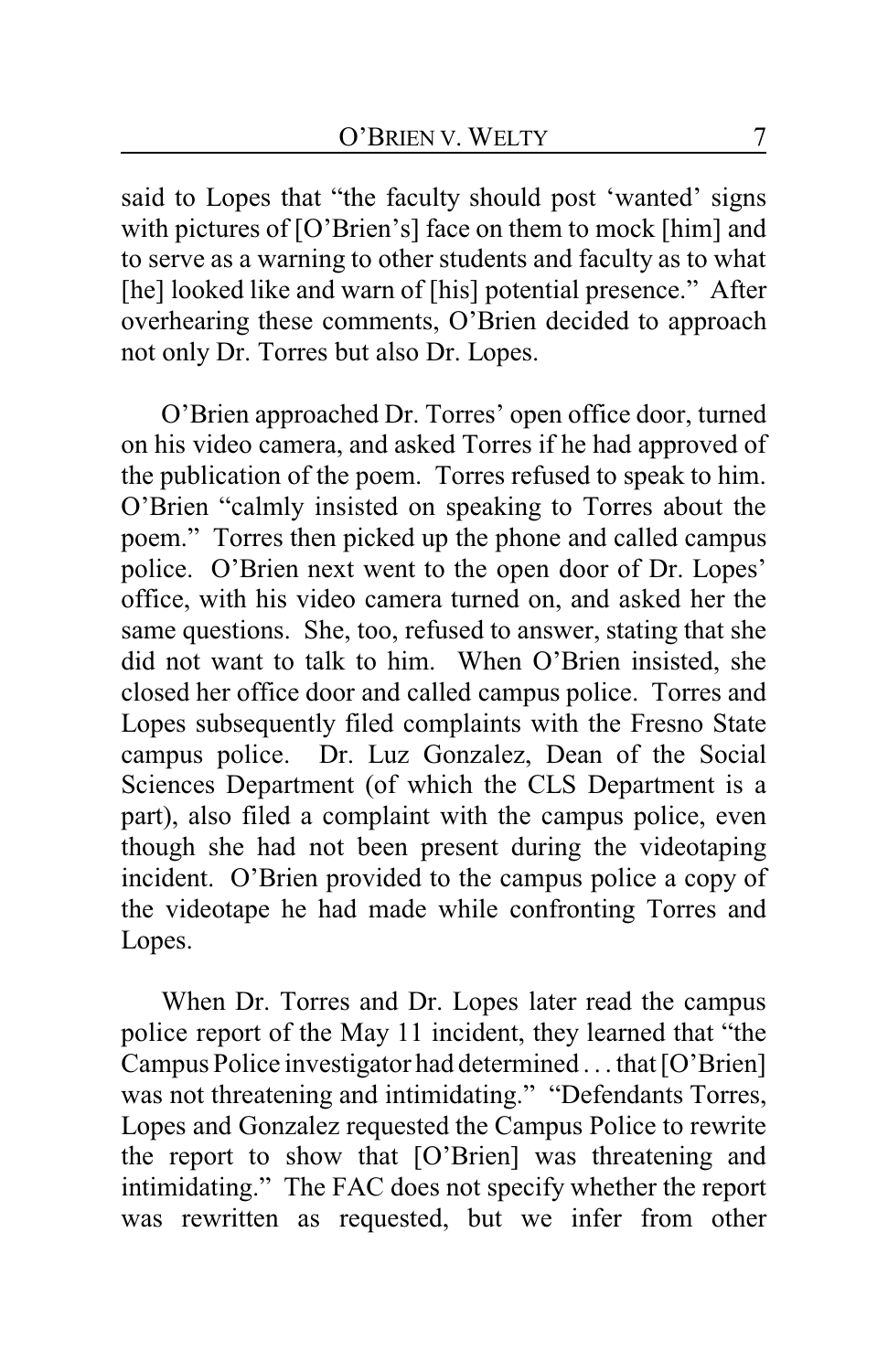said to Lopes that "the faculty should post 'wanted' signs with pictures of [O'Brien's] face on them to mock [him] and to serve as a warning to other students and faculty as to what [he] looked like and warn of [his] potential presence." After overhearing these comments, O'Brien decided to approach not only Dr. Torres but also Dr. Lopes.

O'Brien approached Dr. Torres' open office door, turned on his video camera, and asked Torres if he had approved of the publication of the poem. Torres refused to speak to him. O'Brien "calmly insisted on speaking to Torres about the poem." Torres then picked up the phone and called campus police. O'Brien next went to the open door of Dr. Lopes' office, with his video camera turned on, and asked her the same questions. She, too, refused to answer, stating that she did not want to talk to him. When O'Brien insisted, she closed her office door and called campus police. Torres and Lopes subsequently filed complaints with the Fresno State campus police. Dr. Luz Gonzalez, Dean of the Social Sciences Department (of which the CLS Department is a part), also filed a complaint with the campus police, even though she had not been present during the videotaping incident. O'Brien provided to the campus police a copy of the videotape he had made while confronting Torres and Lopes.

When Dr. Torres and Dr. Lopes later read the campus police report of the May 11 incident, they learned that "the Campus Police investigator had determined . . . that [O'Brien] was not threatening and intimidating." "Defendants Torres, Lopes and Gonzalez requested the Campus Police to rewrite the report to show that [O'Brien] was threatening and intimidating." The FAC does not specify whether the report was rewritten as requested, but we infer from other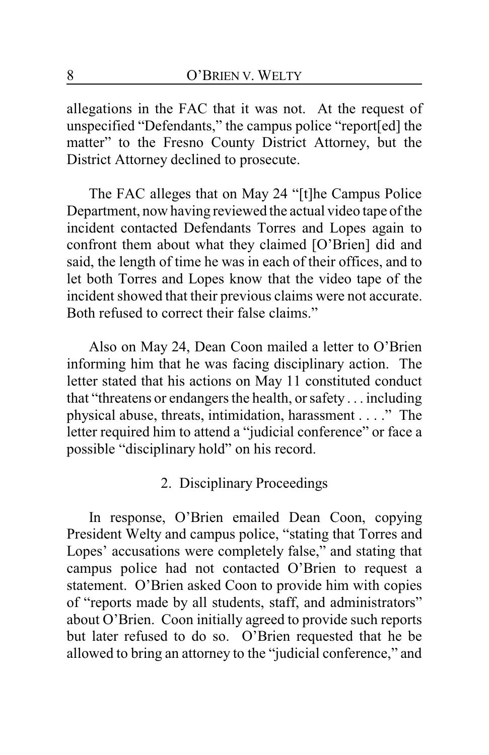allegations in the FAC that it was not. At the request of unspecified "Defendants," the campus police "report[ed] the matter" to the Fresno County District Attorney, but the District Attorney declined to prosecute.

The FAC alleges that on May 24 "[t]he Campus Police Department, now having reviewed the actual video tape of the incident contacted Defendants Torres and Lopes again to confront them about what they claimed [O'Brien] did and said, the length of time he was in each of their offices, and to let both Torres and Lopes know that the video tape of the incident showed that their previous claims were not accurate. Both refused to correct their false claims."

Also on May 24, Dean Coon mailed a letter to O'Brien informing him that he was facing disciplinary action. The letter stated that his actions on May 11 constituted conduct that "threatens or endangers the health, or safety . . . including physical abuse, threats, intimidation, harassment . . . ." The letter required him to attend a "judicial conference" or face a possible "disciplinary hold" on his record.

### 2. Disciplinary Proceedings

In response, O'Brien emailed Dean Coon, copying President Welty and campus police, "stating that Torres and Lopes' accusations were completely false," and stating that campus police had not contacted O'Brien to request a statement. O'Brien asked Coon to provide him with copies of "reports made by all students, staff, and administrators" about O'Brien. Coon initially agreed to provide such reports but later refused to do so. O'Brien requested that he be allowed to bring an attorney to the "judicial conference," and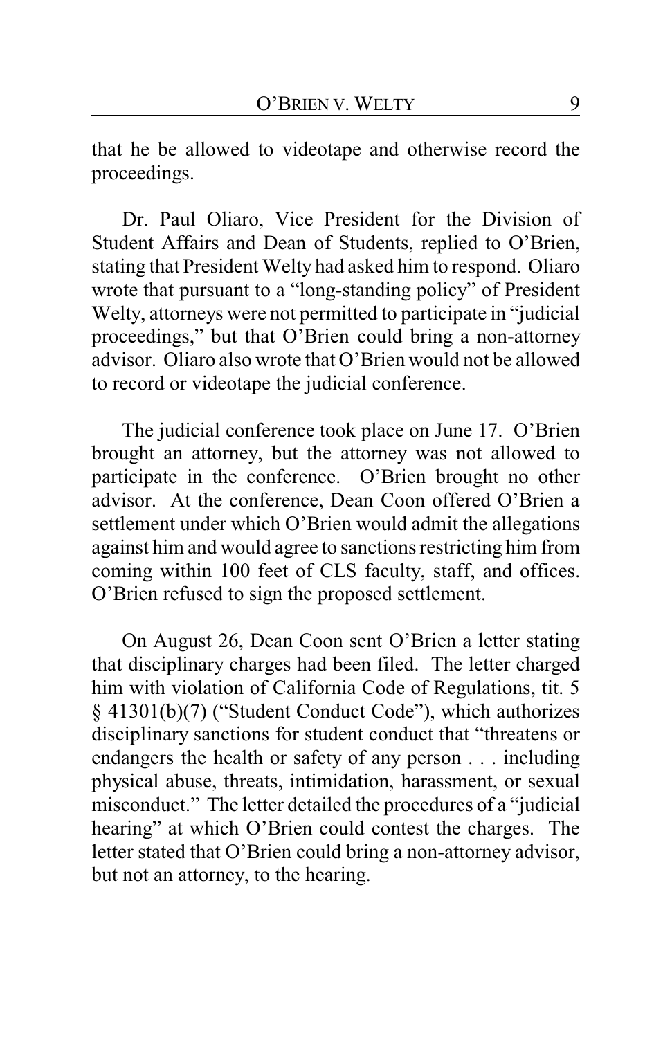that he be allowed to videotape and otherwise record the proceedings.

Dr. Paul Oliaro, Vice President for the Division of Student Affairs and Dean of Students, replied to O'Brien, stating that President Welty had asked him to respond. Oliaro wrote that pursuant to a "long-standing policy" of President Welty, attorneys were not permitted to participate in "judicial proceedings," but that O'Brien could bring a non-attorney advisor. Oliaro also wrote that O'Brien would not be allowed to record or videotape the judicial conference.

The judicial conference took place on June 17. O'Brien brought an attorney, but the attorney was not allowed to participate in the conference. O'Brien brought no other advisor. At the conference, Dean Coon offered O'Brien a settlement under which O'Brien would admit the allegations against him and would agree to sanctions restricting him from coming within 100 feet of CLS faculty, staff, and offices. O'Brien refused to sign the proposed settlement.

On August 26, Dean Coon sent O'Brien a letter stating that disciplinary charges had been filed. The letter charged him with violation of California Code of Regulations, tit. 5 § 41301(b)(7) ("Student Conduct Code"), which authorizes disciplinary sanctions for student conduct that "threatens or endangers the health or safety of any person . . . including physical abuse, threats, intimidation, harassment, or sexual misconduct." The letter detailed the procedures of a "judicial hearing" at which O'Brien could contest the charges. The letter stated that O'Brien could bring a non-attorney advisor, but not an attorney, to the hearing.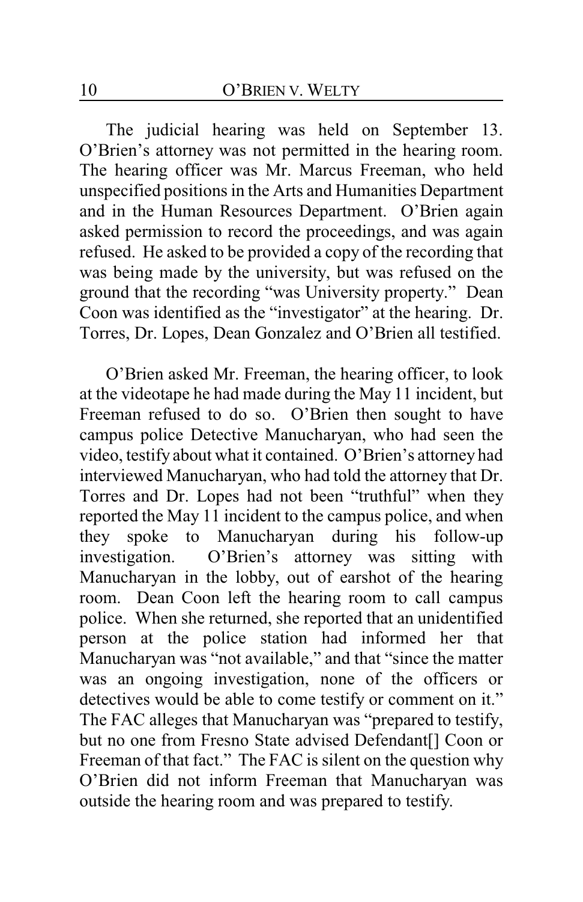The judicial hearing was held on September 13. O'Brien's attorney was not permitted in the hearing room. The hearing officer was Mr. Marcus Freeman, who held unspecified positions in the Arts and Humanities Department and in the Human Resources Department. O'Brien again asked permission to record the proceedings, and was again refused. He asked to be provided a copy of the recording that was being made by the university, but was refused on the ground that the recording "was University property." Dean Coon was identified as the "investigator" at the hearing. Dr. Torres, Dr. Lopes, Dean Gonzalez and O'Brien all testified.

O'Brien asked Mr. Freeman, the hearing officer, to look at the videotape he had made during the May 11 incident, but Freeman refused to do so. O'Brien then sought to have campus police Detective Manucharyan, who had seen the video, testify about what it contained. O'Brien's attorney had interviewed Manucharyan, who had told the attorney that Dr. Torres and Dr. Lopes had not been "truthful" when they reported the May 11 incident to the campus police, and when they spoke to Manucharyan during his follow-up investigation. O'Brien's attorney was sitting with Manucharyan in the lobby, out of earshot of the hearing room. Dean Coon left the hearing room to call campus police. When she returned, she reported that an unidentified person at the police station had informed her that Manucharyan was "not available," and that "since the matter was an ongoing investigation, none of the officers or detectives would be able to come testify or comment on it." The FAC alleges that Manucharyan was "prepared to testify, but no one from Fresno State advised Defendant[] Coon or Freeman of that fact." The FAC is silent on the question why O'Brien did not inform Freeman that Manucharyan was outside the hearing room and was prepared to testify.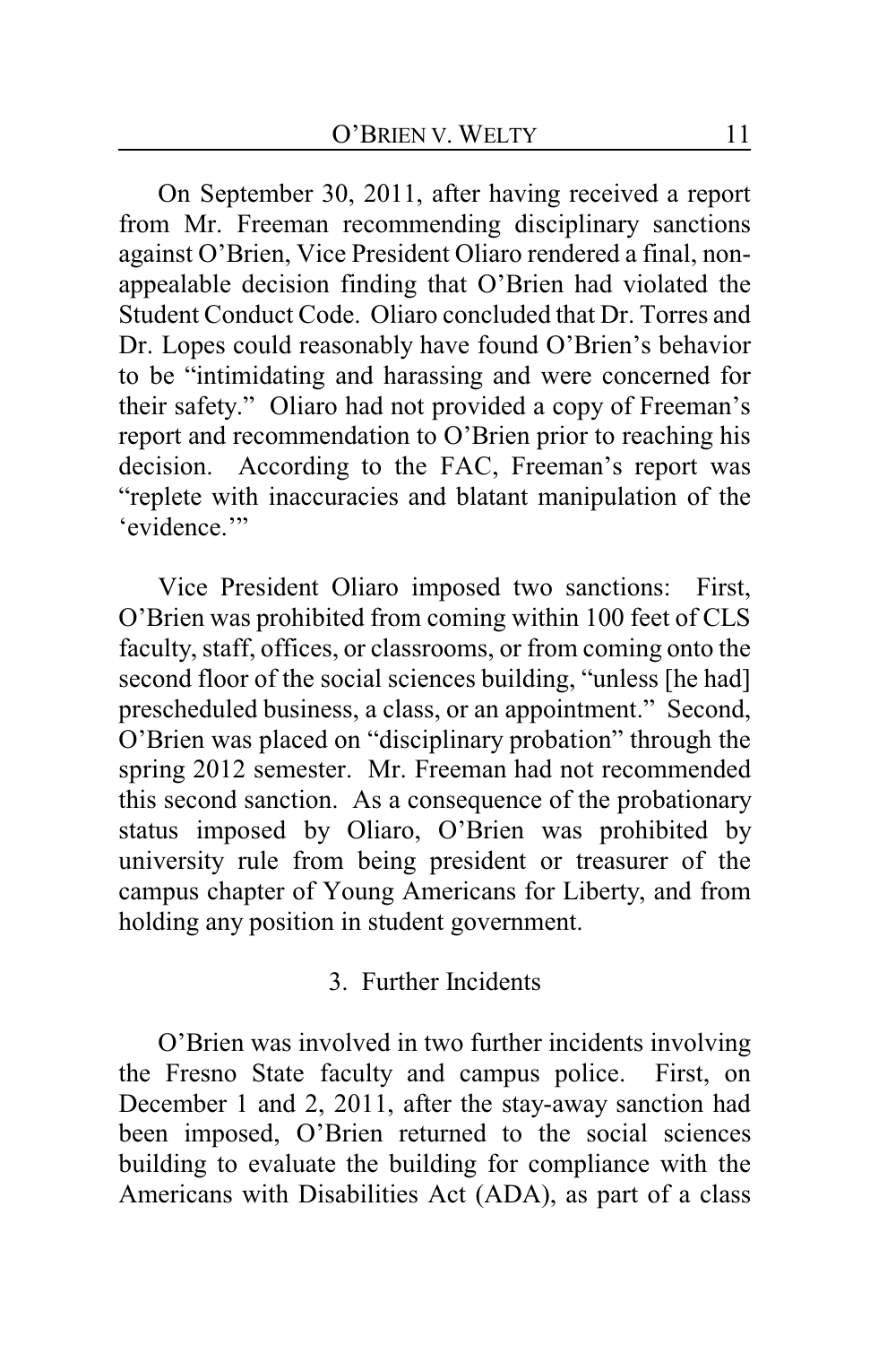On September 30, 2011, after having received a report from Mr. Freeman recommending disciplinary sanctions against O'Brien, Vice President Oliaro rendered a final, non-appealable decision finding that O'Brien had violated the Student Conduct Code. Oliaro concluded that Dr. Torres and Dr. Lopes could reasonably have found O'Brien's behavior to be "intimidating and harassing and were concerned for their safety." Oliaro had not provided a copy of Freeman's report and recommendation to O'Brien prior to reaching his decision. According to the FAC, Freeman's report was "replete with inaccuracies and blatant manipulation of the 'evidence.'"

Vice President Oliaro imposed two sanctions: First, O'Brien was prohibited from coming within 100 feet of CLS faculty, staff, offices, or classrooms, or from coming onto the second floor of the social sciences building, "unless [he had] prescheduled business, a class, or an appointment." Second, O'Brien was placed on "disciplinary probation" through the spring 2012 semester. Mr. Freeman had not recommended this second sanction. As a consequence of the probationary status imposed by Oliaro, O'Brien was prohibited by university rule from being president or treasurer of the campus chapter of Young Americans for Liberty, and from holding any position in student government.

### 3. Further Incidents

O'Brien was involved in two further incidents involving the Fresno State faculty and campus police. First, on December 1 and 2, 2011, after the stay-away sanction had been imposed, O'Brien returned to the social sciences building to evaluate the building for compliance with the Americans with Disabilities Act (ADA), as part of a class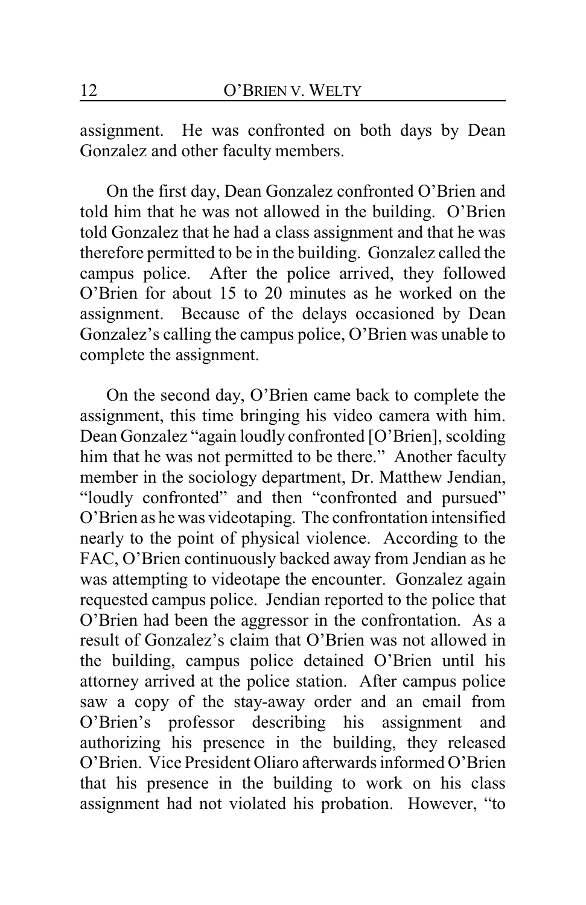assignment. He was confronted on both days by Dean Gonzalez and other faculty members.

On the first day, Dean Gonzalez confronted O'Brien and told him that he was not allowed in the building. O'Brien told Gonzalez that he had a class assignment and that he was therefore permitted to be in the building. Gonzalez called the campus police. After the police arrived, they followed O'Brien for about 15 to 20 minutes as he worked on the assignment. Because of the delays occasioned by Dean Gonzalez's calling the campus police, O'Brien was unable to complete the assignment.

On the second day, O'Brien came back to complete the assignment, this time bringing his video camera with him. Dean Gonzalez "again loudly confronted [O'Brien], scolding him that he was not permitted to be there." Another faculty member in the sociology department, Dr. Matthew Jendian, "loudly confronted" and then "confronted and pursued" O'Brien as he was videotaping. The confrontation intensified nearly to the point of physical violence. According to the FAC, O'Brien continuously backed away from Jendian as he was attempting to videotape the encounter. Gonzalez again requested campus police. Jendian reported to the police that O'Brien had been the aggressor in the confrontation. As a result of Gonzalez's claim that O'Brien was not allowed in the building, campus police detained O'Brien until his attorney arrived at the police station. After campus police saw a copy of the stay-away order and an email from O'Brien's professor describing his assignment and authorizing his presence in the building, they released O'Brien. Vice President Oliaro afterwards informed O'Brien that his presence in the building to work on his class assignment had not violated his probation. However, "to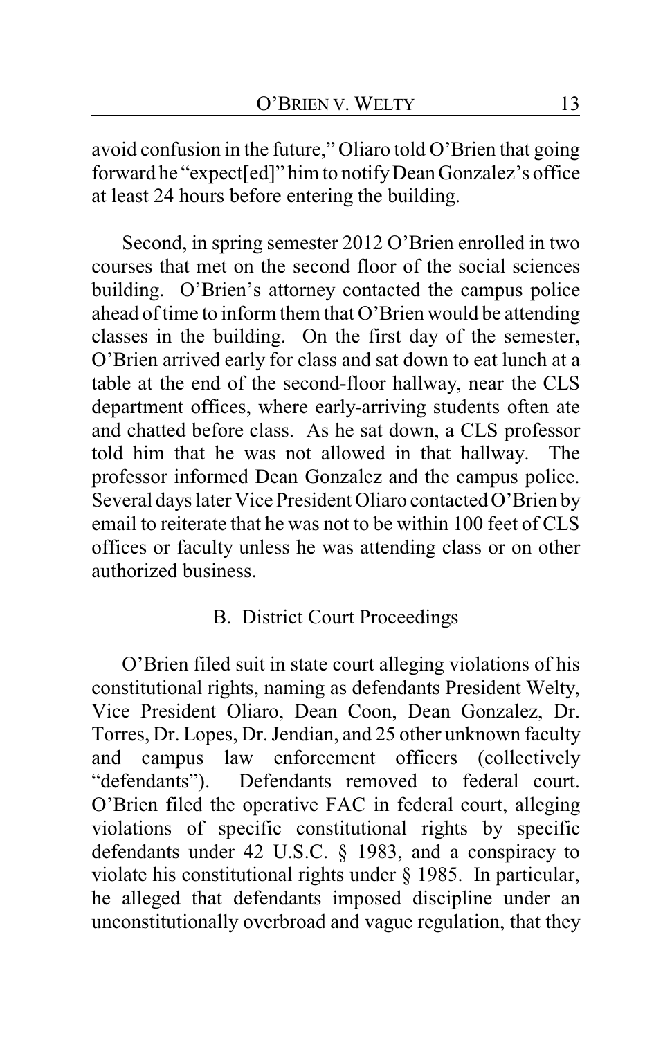avoid confusion in the future," Oliaro told O'Brien that going forward he "expect[ed]" him to notify Dean Gonzalez's office at least 24 hours before entering the building.

Second, in spring semester 2012 O'Brien enrolled in two courses that met on the second floor of the social sciences building. O'Brien's attorney contacted the campus police ahead of time to inform them that O'Brien would be attending classes in the building. On the first day of the semester, O'Brien arrived early for class and sat down to eat lunch at a table at the end of the second-floor hallway, near the CLS department offices, where early-arriving students often ate and chatted before class. As he sat down, a CLS professor told him that he was not allowed in that hallway. The professor informed Dean Gonzalez and the campus police. Several days later Vice President Oliaro contacted O'Brien by email to reiterate that he was not to be within 100 feet of CLS offices or faculty unless he was attending class or on other authorized business.

## B. District Court Proceedings

O'Brien filed suit in state court alleging violations of his constitutional rights, naming as defendants President Welty, Vice President Oliaro, Dean Coon, Dean Gonzalez, Dr. Torres, Dr. Lopes, Dr. Jendian, and 25 other unknown faculty and campus law enforcement officers (collectively "defendants"). Defendants removed to federal court. O'Brien filed the operative FAC in federal court, alleging violations of specific constitutional rights by specific defendants under 42 U.S.C. § 1983, and a conspiracy to violate his constitutional rights under § 1985. In particular, he alleged that defendants imposed discipline under an unconstitutionally overbroad and vague regulation, that they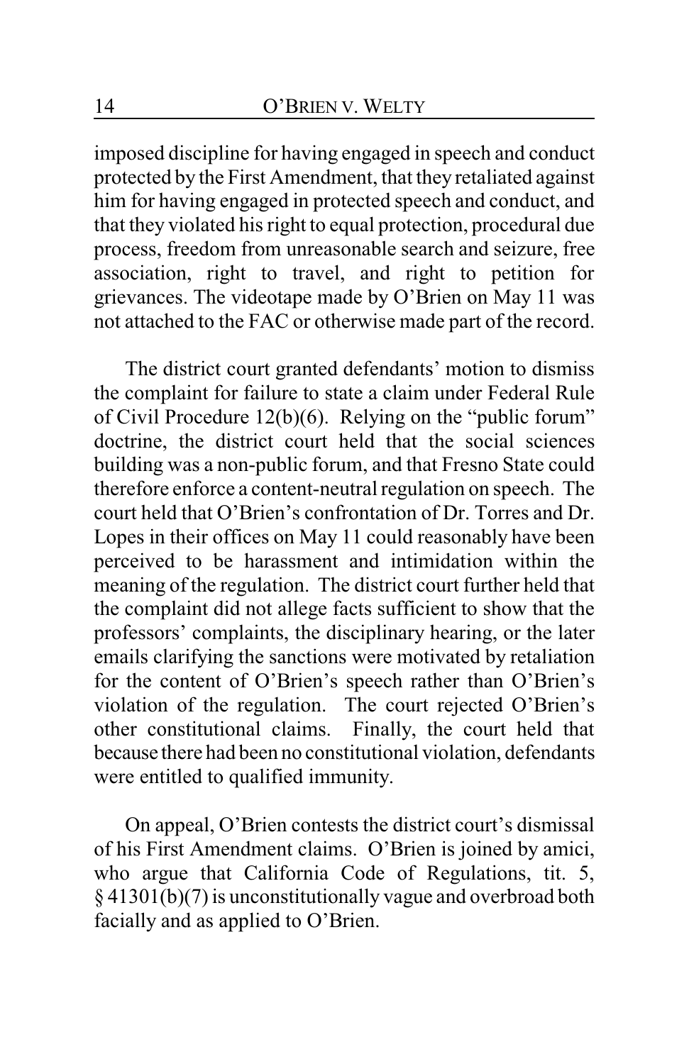imposed discipline for having engaged in speech and conduct protected by the First Amendment, that they retaliated against him for having engaged in protected speech and conduct, and that they violated his right to equal protection, procedural due process, freedom from unreasonable search and seizure, free association, right to travel, and right to petition for grievances. The videotape made by O'Brien on May 11 was not attached to the FAC or otherwise made part of the record.

The district court granted defendants' motion to dismiss the complaint for failure to state a claim under Federal Rule of Civil Procedure 12(b)(6). Relying on the "public forum" doctrine, the district court held that the social sciences building was a non-public forum, and that Fresno State could therefore enforce a content-neutral regulation on speech. The court held that O'Brien's confrontation of Dr. Torres and Dr. Lopes in their offices on May 11 could reasonably have been perceived to be harassment and intimidation within the meaning of the regulation. The district court further held that the complaint did not allege facts sufficient to show that the professors' complaints, the disciplinary hearing, or the later emails clarifying the sanctions were motivated by retaliation for the content of O'Brien's speech rather than O'Brien's violation of the regulation. The court rejected O'Brien's other constitutional claims. Finally, the court held that because there had been no constitutional violation, defendants were entitled to qualified immunity.

On appeal, O'Brien contests the district court's dismissal of his First Amendment claims. O'Brien is joined by amici, who argue that California Code of Regulations, tit. 5, § 41301(b)(7) is unconstitutionally vague and overbroad both facially and as applied to O'Brien.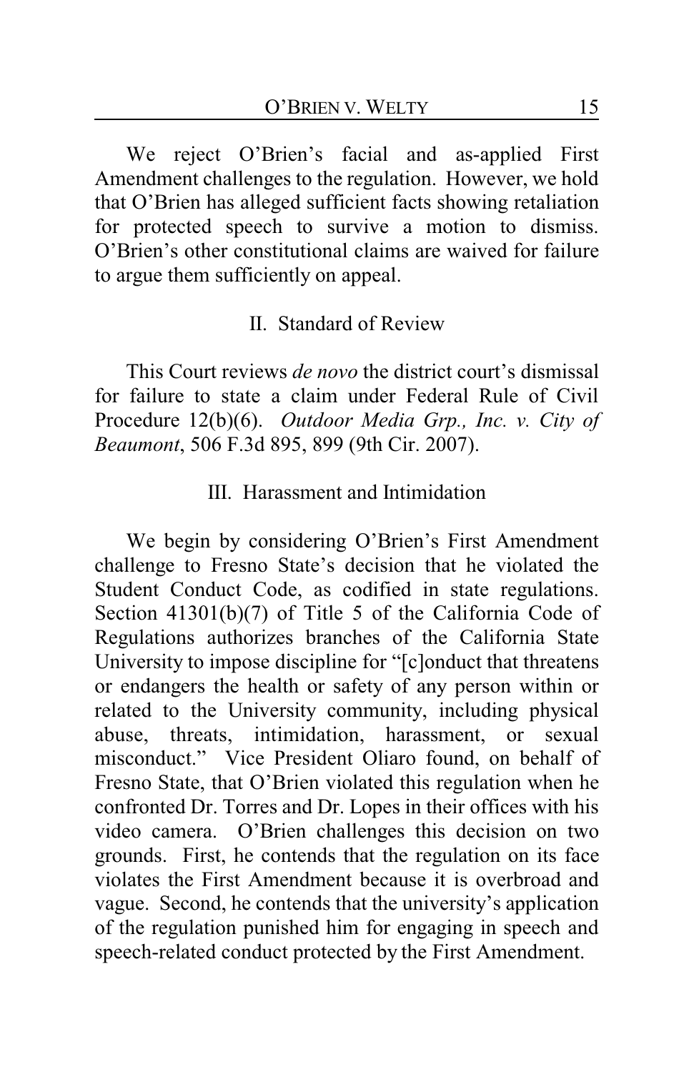We reject O'Brien's facial and as-applied First Amendment challenges to the regulation. However, we hold that O'Brien has alleged sufficient facts showing retaliation for protected speech to survive a motion to dismiss. O'Brien's other constitutional claims are waived for failure to argue them sufficiently on appeal.

## II. Standard of Review

This Court reviews *de novo* the district court's dismissal for failure to state a claim under Federal Rule of Civil Procedure 12(b)(6). *Outdoor Media Grp., Inc. v. City of Beaumont*, 506 F.3d 895, 899 (9th Cir. 2007).

## III. Harassment and Intimidation

We begin by considering O'Brien's First Amendment challenge to Fresno State's decision that he violated the Student Conduct Code, as codified in state regulations. Section 41301(b)(7) of Title 5 of the California Code of Regulations authorizes branches of the California State University to impose discipline for "[c]onduct that threatens or endangers the health or safety of any person within or related to the University community, including physical abuse, threats, intimidation, harassment, or sexual misconduct." Vice President Oliaro found, on behalf of Fresno State, that O'Brien violated this regulation when he confronted Dr. Torres and Dr. Lopes in their offices with his video camera. O'Brien challenges this decision on two grounds. First, he contends that the regulation on its face violates the First Amendment because it is overbroad and vague. Second, he contends that the university's application of the regulation punished him for engaging in speech and speech-related conduct protected by the First Amendment.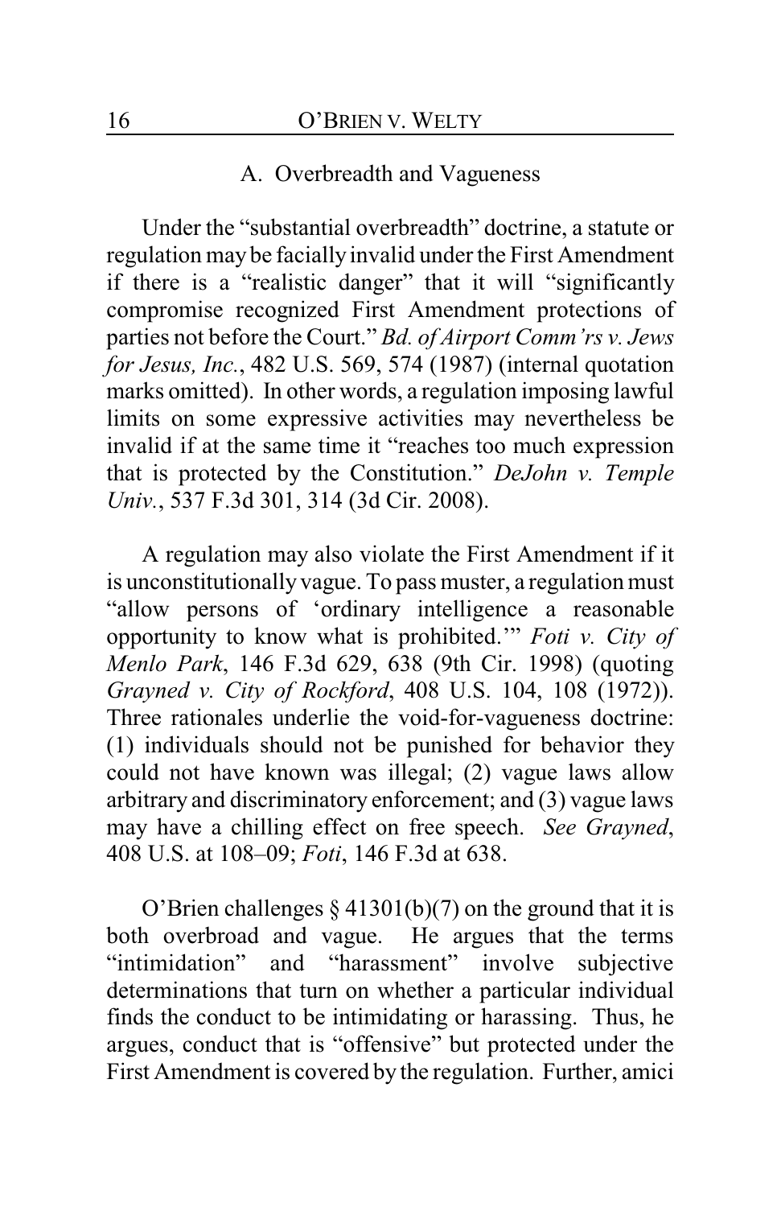### A. Overbreadth and Vagueness

Under the "substantial overbreadth" doctrine, a statute or regulation may be facially invalid under the First Amendment if there is a "realistic danger" that it will "significantly compromise recognized First Amendment protections of parties not before the Court." *Bd. of Airport Comm'rs v. Jews for Jesus, Inc.*, 482 U.S. 569, 574 (1987) (internal quotation marks omitted). In other words, a regulation imposing lawful limits on some expressive activities may nevertheless be invalid if at the same time it "reaches too much expression that is protected by the Constitution." *DeJohn v. Temple Univ.*, 537 F.3d 301, 314 (3d Cir. 2008).

A regulation may also violate the First Amendment if it is unconstitutionally vague. To pass muster, a regulation must "allow persons of 'ordinary intelligence a reasonable opportunity to know what is prohibited.'" *Foti v. City of Menlo Park*, 146 F.3d 629, 638 (9th Cir. 1998) (quoting *Grayned v. City of Rockford*, 408 U.S. 104, 108 (1972)). Three rationales underlie the void-for-vagueness doctrine: (1) individuals should not be punished for behavior they could not have known was illegal; (2) vague laws allow arbitrary and discriminatory enforcement; and (3) vague laws may have a chilling effect on free speech. *See Grayned*, 408 U.S. at 108–09; *Foti*, 146 F.3d at 638.

O'Brien challenges § 41301(b)(7) on the ground that it is both overbroad and vague. He argues that the terms "intimidation" and "harassment" involve subjective determinations that turn on whether a particular individual finds the conduct to be intimidating or harassing. Thus, he argues, conduct that is "offensive" but protected under the First Amendment is covered by the regulation. Further, amici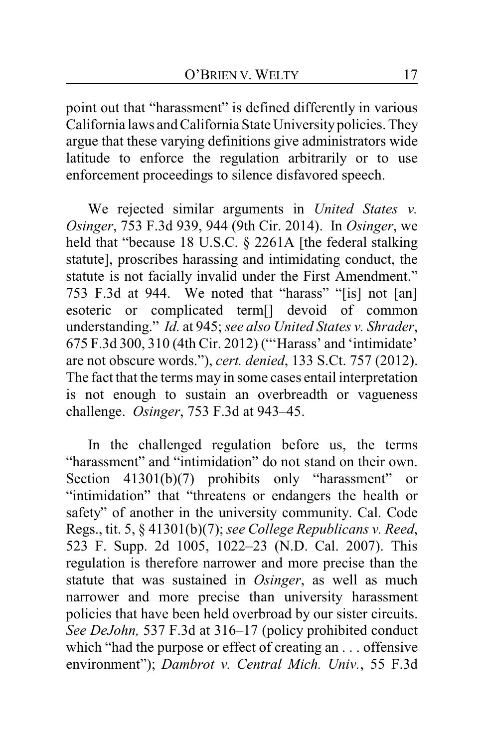point out that "harassment" is defined differently in various California laws and California State University policies. They argue that these varying definitions give administrators wide latitude to enforce the regulation arbitrarily or to use enforcement proceedings to silence disfavored speech.

We rejected similar arguments in *United States v. Osinger*, 753 F.3d 939, 944 (9th Cir. 2014). In *Osinger*, we held that "because 18 U.S.C. § 2261A [the federal stalking statute], proscribes harassing and intimidating conduct, the statute is not facially invalid under the First Amendment." 753 F.3d at 944. We noted that "harass" "[is] not [an] esoteric or complicated term[] devoid of common understanding." *Id.* at 945; *see also United States v. Shrader*, 675 F.3d 300, 310 (4th Cir. 2012) ("'Harass' and 'intimidate' are not obscure words."), *cert. denied*, 133 S.Ct. 757 (2012). The fact that the terms may in some cases entail interpretation is not enough to sustain an overbreadth or vagueness challenge. *Osinger*, 753 F.3d at 943–45.

In the challenged regulation before us, the terms "harassment" and "intimidation" do not stand on their own. Section 41301(b)(7) prohibits only "harassment" or "intimidation" that "threatens or endangers the health or safety" of another in the university community. Cal. Code Regs., tit. 5, § 41301(b)(7); *see College Republicans v. Reed*, 523 F. Supp. 2d 1005, 1022–23 (N.D. Cal. 2007). This regulation is therefore narrower and more precise than the statute that was sustained in *Osinger*, as well as much narrower and more precise than university harassment policies that have been held overbroad by our sister circuits. *See DeJohn,* 537 F.3d at 316–17 (policy prohibited conduct which "had the purpose or effect of creating an . . . offensive environment"); *Dambrot v. Central Mich. Univ.*, 55 F.3d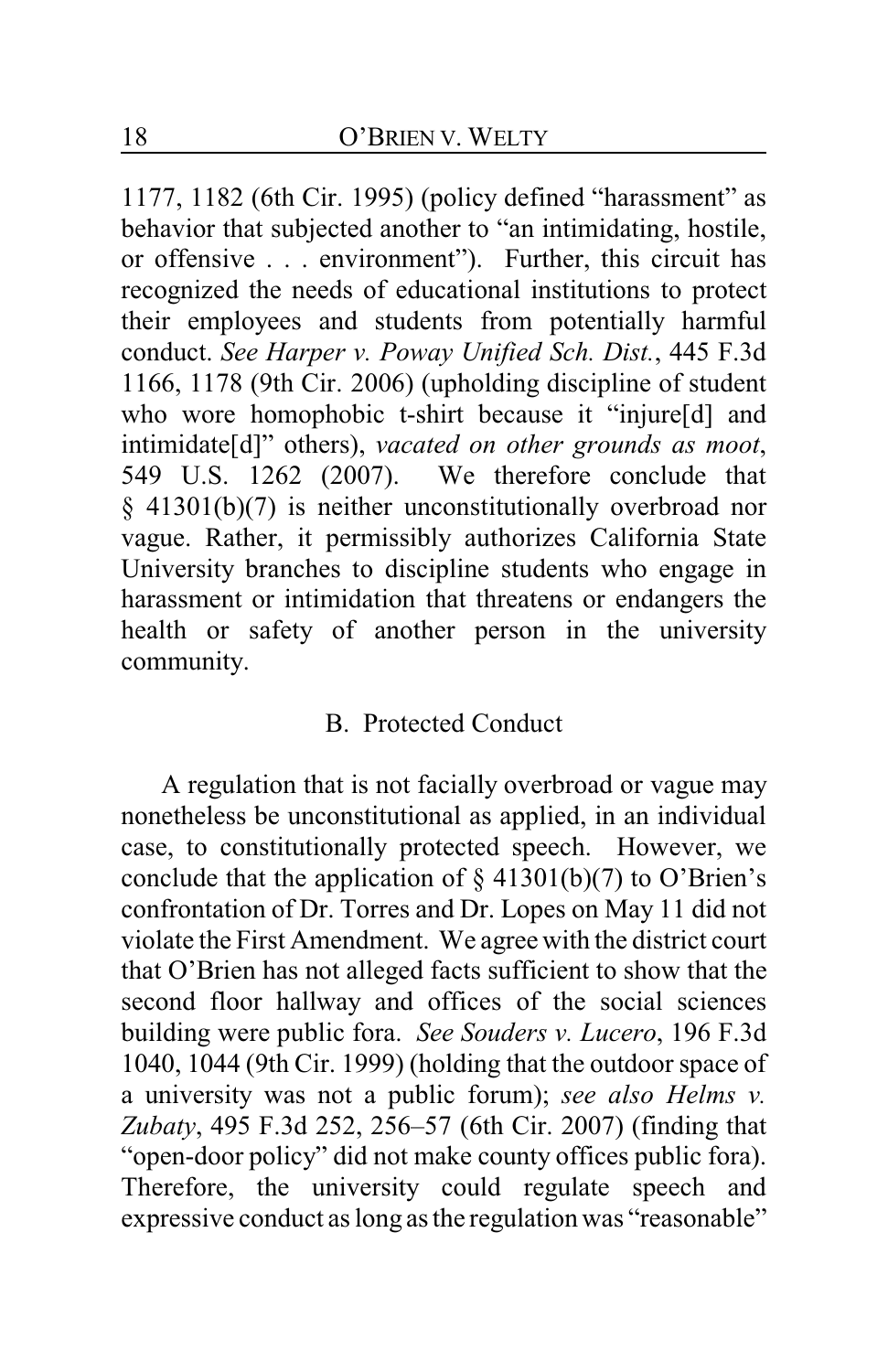1177, 1182 (6th Cir. 1995) (policy defined "harassment" as behavior that subjected another to "an intimidating, hostile, or offensive . . . environment"). Further, this circuit has recognized the needs of educational institutions to protect their employees and students from potentially harmful conduct. *See Harper v. Poway Unified Sch. Dist.*, 445 F.3d 1166, 1178 (9th Cir. 2006) (upholding discipline of student who wore homophobic t-shirt because it "injure[d] and intimidate[d]" others), *vacated on other grounds as moot*, 549 U.S. 1262 (2007). We therefore conclude that § 41301(b)(7) is neither unconstitutionally overbroad nor vague. Rather, it permissibly authorizes California State University branches to discipline students who engage in harassment or intimidation that threatens or endangers the health or safety of another person in the university community.

### B. Protected Conduct

A regulation that is not facially overbroad or vague may nonetheless be unconstitutional as applied, in an individual case, to constitutionally protected speech. However, we conclude that the application of § 41301(b)(7) to O'Brien's confrontation of Dr. Torres and Dr. Lopes on May 11 did not violate the First Amendment. We agree with the district court that O'Brien has not alleged facts sufficient to show that the second floor hallway and offices of the social sciences building were public fora. *See Souders v. Lucero*, 196 F.3d 1040, 1044 (9th Cir. 1999) (holding that the outdoor space of a university was not a public forum); *see also Helms v. Zubaty*, 495 F.3d 252, 256–57 (6th Cir. 2007) (finding that "open-door policy" did not make county offices public fora). Therefore, the university could regulate speech and expressive conduct as long as the regulation was "reasonable"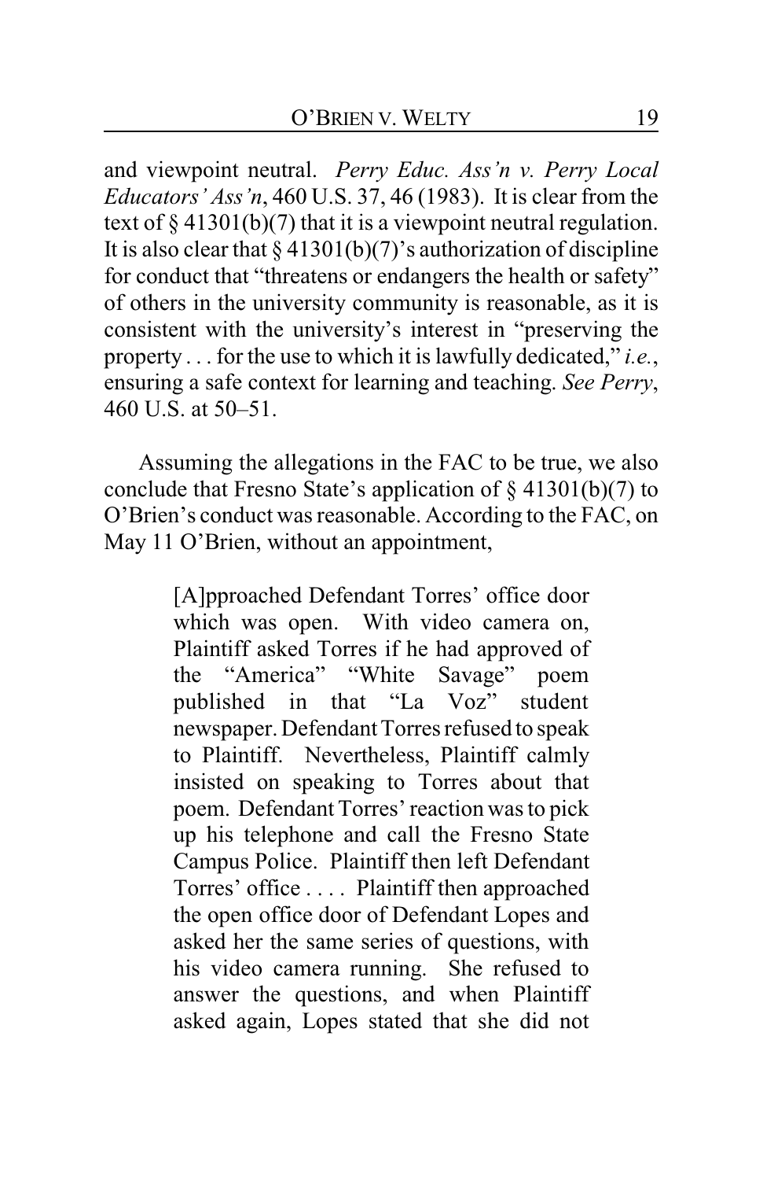and viewpoint neutral. *Perry Educ. Ass'n v. Perry Local Educators' Ass'n*, 460 U.S. 37, 46 (1983). It is clear from the text of § 41301(b)(7) that it is a viewpoint neutral regulation. It is also clear that § 41301(b)(7)'s authorization of discipline for conduct that "threatens or endangers the health or safety" of others in the university community is reasonable, as it is consistent with the university's interest in "preserving the property . . . for the use to which it is lawfully dedicated," *i.e.*, ensuring a safe context for learning and teaching. *See Perry*, 460 U.S. at 50–51.

Assuming the allegations in the FAC to be true, we also conclude that Fresno State's application of § 41301(b)(7) to O'Brien's conduct was reasonable. According to the FAC, on May 11 O'Brien, without an appointment,

> [A]pproached Defendant Torres' office door which was open. With video camera on, Plaintiff asked Torres if he had approved of the "America" "White Savage" poem published in that "La Voz" student newspaper. Defendant Torres refused to speak to Plaintiff. Nevertheless, Plaintiff calmly insisted on speaking to Torres about that poem. Defendant Torres' reaction was to pick up his telephone and call the Fresno State Campus Police. Plaintiff then left Defendant Torres' office . . . . Plaintiff then approached the open office door of Defendant Lopes and asked her the same series of questions, with his video camera running. She refused to answer the questions, and when Plaintiff asked again, Lopes stated that she did not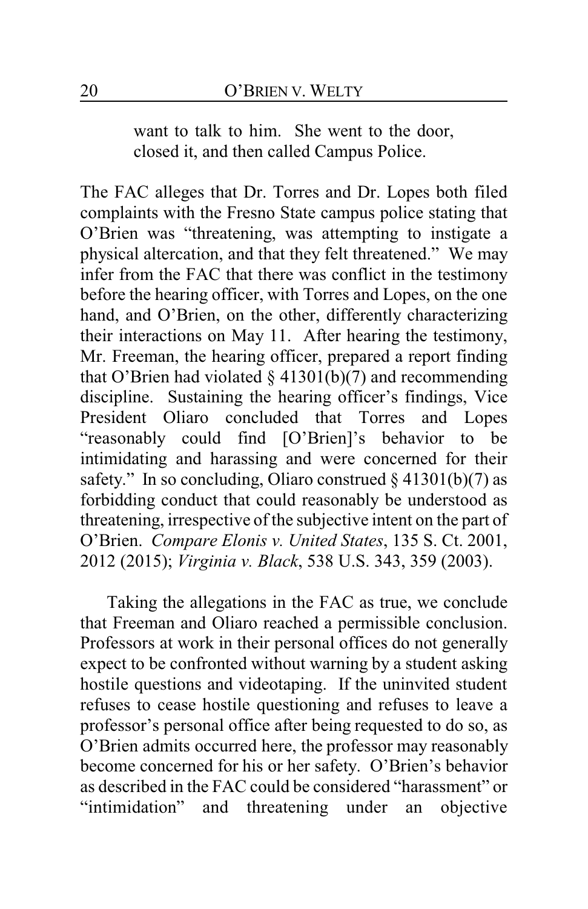> want to talk to him. She went to the door, closed it, and then called Campus Police.

The FAC alleges that Dr. Torres and Dr. Lopes both filed complaints with the Fresno State campus police stating that O'Brien was "threatening, was attempting to instigate a physical altercation, and that they felt threatened." We may infer from the FAC that there was conflict in the testimony before the hearing officer, with Torres and Lopes, on the one hand, and O'Brien, on the other, differently characterizing their interactions on May 11. After hearing the testimony, Mr. Freeman, the hearing officer, prepared a report finding that O'Brien had violated § 41301(b)(7) and recommending discipline. Sustaining the hearing officer's findings, Vice President Oliaro concluded that Torres and Lopes "reasonably could find [O'Brien]'s behavior to be intimidating and harassing and were concerned for their safety." In so concluding, Oliaro construed § 41301(b)(7) as forbidding conduct that could reasonably be understood as threatening, irrespective of the subjective intent on the part of O'Brien. *Compare Elonis v. United States*, 135 S. Ct. 2001, 2012 (2015); *Virginia v. Black*, 538 U.S. 343, 359 (2003).

Taking the allegations in the FAC as true, we conclude that Freeman and Oliaro reached a permissible conclusion. Professors at work in their personal offices do not generally expect to be confronted without warning by a student asking hostile questions and videotaping. If the uninvited student refuses to cease hostile questioning and refuses to leave a professor's personal office after being requested to do so, as O'Brien admits occurred here, the professor may reasonably become concerned for his or her safety. O'Brien's behavior as described in the FAC could be considered "harassment" or "intimidation" and threatening under an objective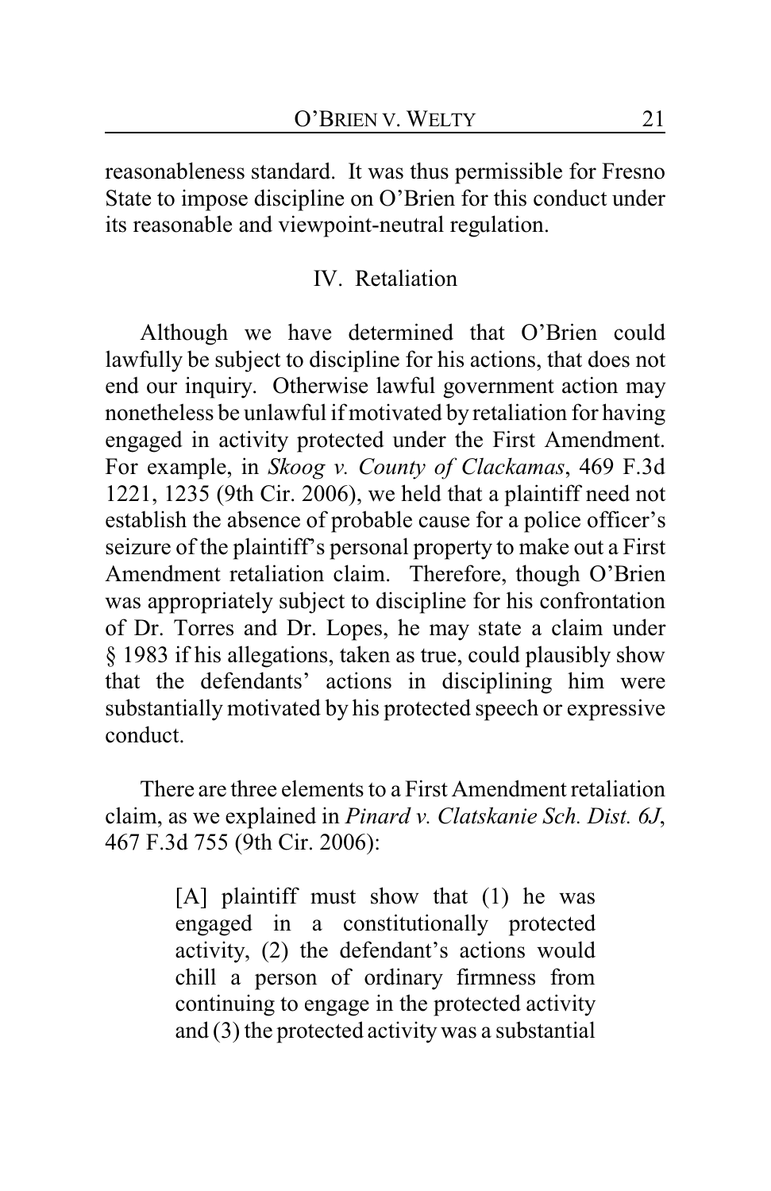reasonableness standard. It was thus permissible for Fresno State to impose discipline on O'Brien for this conduct under its reasonable and viewpoint-neutral regulation.

## IV. Retaliation

Although we have determined that O'Brien could lawfully be subject to discipline for his actions, that does not end our inquiry. Otherwise lawful government action may nonetheless be unlawful if motivated by retaliation for having engaged in activity protected under the First Amendment. For example, in *Skoog v. County of Clackamas*, 469 F.3d 1221, 1235 (9th Cir. 2006), we held that a plaintiff need not establish the absence of probable cause for a police officer's seizure of the plaintiff's personal property to make out a First Amendment retaliation claim. Therefore, though O'Brien was appropriately subject to discipline for his confrontation of Dr. Torres and Dr. Lopes, he may state a claim under § 1983 if his allegations, taken as true, could plausibly show that the defendants' actions in disciplining him were substantially motivated by his protected speech or expressive conduct.

There are three elements to a First Amendment retaliation claim, as we explained in *Pinard v. Clatskanie Sch. Dist. 6J*, 467 F.3d 755 (9th Cir. 2006):

> [A] plaintiff must show that (1) he was engaged in a constitutionally protected activity, (2) the defendant's actions would chill a person of ordinary firmness from continuing to engage in the protected activity and (3) the protected activity was a substantial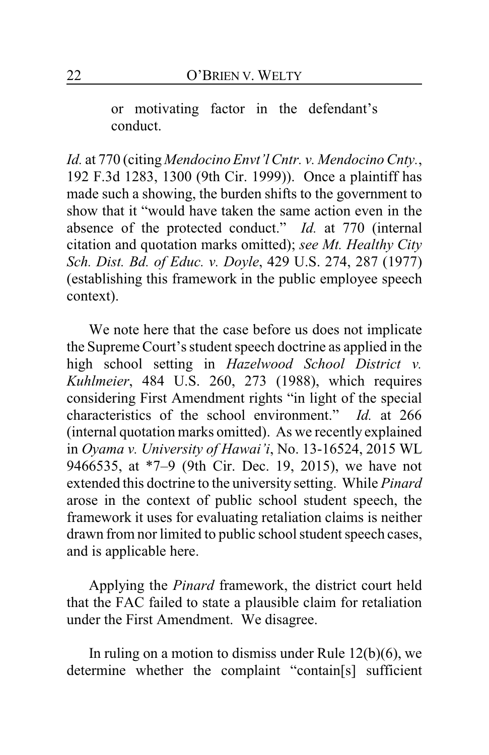> or motivating factor in the defendant's conduct.

*Id.* at 770 (citing *Mendocino Envt'l Cntr. v. Mendocino Cnty.*, 192 F.3d 1283, 1300 (9th Cir. 1999)). Once a plaintiff has made such a showing, the burden shifts to the government to show that it "would have taken the same action even in the absence of the protected conduct." *Id.* at 770 (internal citation and quotation marks omitted); *see Mt. Healthy City Sch. Dist. Bd. of Educ. v. Doyle*, 429 U.S. 274, 287 (1977) (establishing this framework in the public employee speech context).

We note here that the case before us does not implicate the Supreme Court's student speech doctrine as applied in the high school setting in *Hazelwood School District v. Kuhlmeier*, 484 U.S. 260, 273 (1988), which requires considering First Amendment rights "in light of the special characteristics of the school environment." *Id.* at 266 (internal quotation marks omitted). As we recently explained in *Oyama v. University of Hawai'i*, No. 13-16524, 2015 WL 9466535, at *7–9 (9th Cir. Dec. 19, 2015), we have not extended this doctrine to the university setting. While *Pinard* arose in the context of public school student speech, the framework it uses for evaluating retaliation claims is neither drawn from nor limited to public school student speech cases, and is applicable here.

Applying the *Pinard* framework, the district court held that the FAC failed to state a plausible claim for retaliation under the First Amendment. We disagree.

In ruling on a motion to dismiss under Rule 12(b)(6), we determine whether the complaint "contain[s] sufficient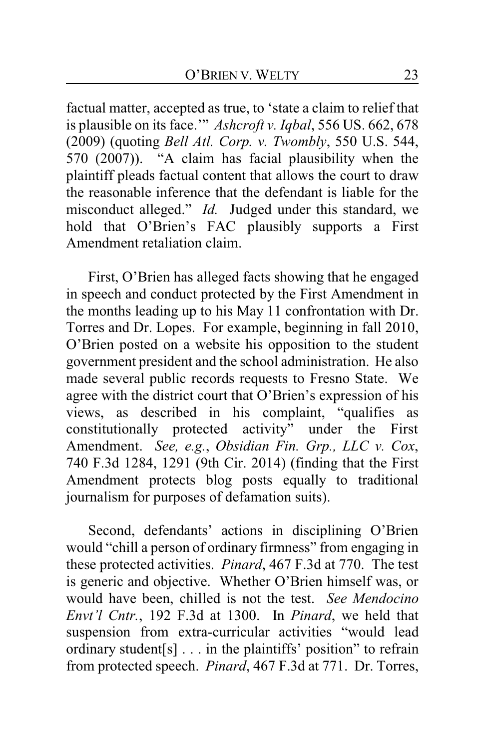factual matter, accepted as true, to 'state a claim to relief that is plausible on its face.'" *Ashcroft v. Iqbal*, 556 US. 662, 678 (2009) (quoting *Bell Atl. Corp. v. Twombly*, 550 U.S. 544, 570 (2007)). "A claim has facial plausibility when the plaintiff pleads factual content that allows the court to draw the reasonable inference that the defendant is liable for the misconduct alleged." *Id.* Judged under this standard, we hold that O'Brien's FAC plausibly supports a First Amendment retaliation claim.

First, O'Brien has alleged facts showing that he engaged in speech and conduct protected by the First Amendment in the months leading up to his May 11 confrontation with Dr. Torres and Dr. Lopes. For example, beginning in fall 2010, O'Brien posted on a website his opposition to the student government president and the school administration. He also made several public records requests to Fresno State. We agree with the district court that O'Brien's expression of his views, as described in his complaint, "qualifies as constitutionally protected activity" under the First Amendment. *See, e.g.*, *Obsidian Fin. Grp., LLC v. Cox*, 740 F.3d 1284, 1291 (9th Cir. 2014) (finding that the First Amendment protects blog posts equally to traditional journalism for purposes of defamation suits).

Second, defendants' actions in disciplining O'Brien would "chill a person of ordinary firmness" from engaging in these protected activities. *Pinard*, 467 F.3d at 770. The test is generic and objective. Whether O'Brien himself was, or would have been, chilled is not the test. *See Mendocino Envt'l Cntr.*, 192 F.3d at 1300. In *Pinard*, we held that suspension from extra-curricular activities "would lead ordinary student[s] . . . in the plaintiffs' position" to refrain from protected speech. *Pinard*, 467 F.3d at 771. Dr. Torres,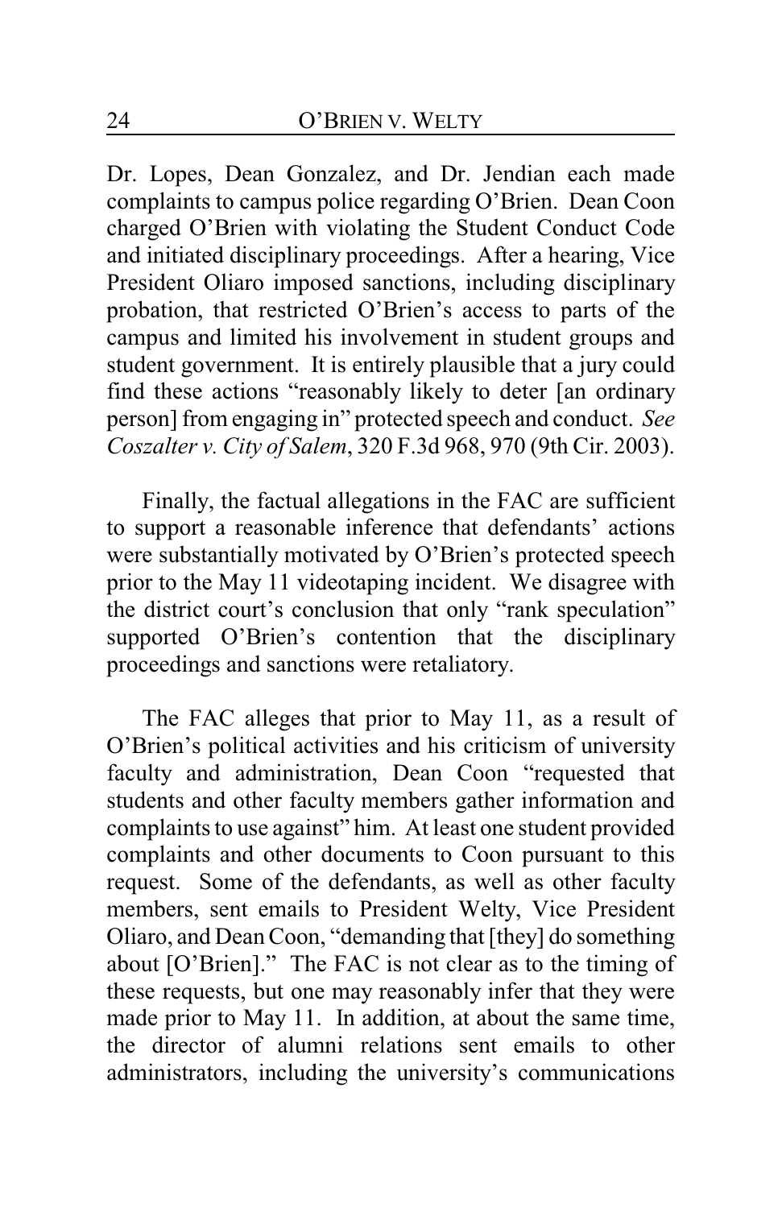Dr. Lopes, Dean Gonzalez, and Dr. Jendian each made complaints to campus police regarding O'Brien. Dean Coon charged O'Brien with violating the Student Conduct Code and initiated disciplinary proceedings. After a hearing, Vice President Oliaro imposed sanctions, including disciplinary probation, that restricted O'Brien's access to parts of the campus and limited his involvement in student groups and student government. It is entirely plausible that a jury could find these actions "reasonably likely to deter [an ordinary person] from engaging in" protected speech and conduct. *See Coszalter v. City of Salem*, 320 F.3d 968, 970 (9th Cir. 2003).

Finally, the factual allegations in the FAC are sufficient to support a reasonable inference that defendants' actions were substantially motivated by O'Brien's protected speech prior to the May 11 videotaping incident. We disagree with the district court's conclusion that only "rank speculation" supported O'Brien's contention that the disciplinary proceedings and sanctions were retaliatory.

The FAC alleges that prior to May 11, as a result of O'Brien's political activities and his criticism of university faculty and administration, Dean Coon "requested that students and other faculty members gather information and complaints to use against" him. At least one student provided complaints and other documents to Coon pursuant to this request. Some of the defendants, as well as other faculty members, sent emails to President Welty, Vice President Oliaro, and Dean Coon, "demanding that [they] do something about [O'Brien]." The FAC is not clear as to the timing of these requests, but one may reasonably infer that they were made prior to May 11. In addition, at about the same time, the director of alumni relations sent emails to other administrators, including the university's communications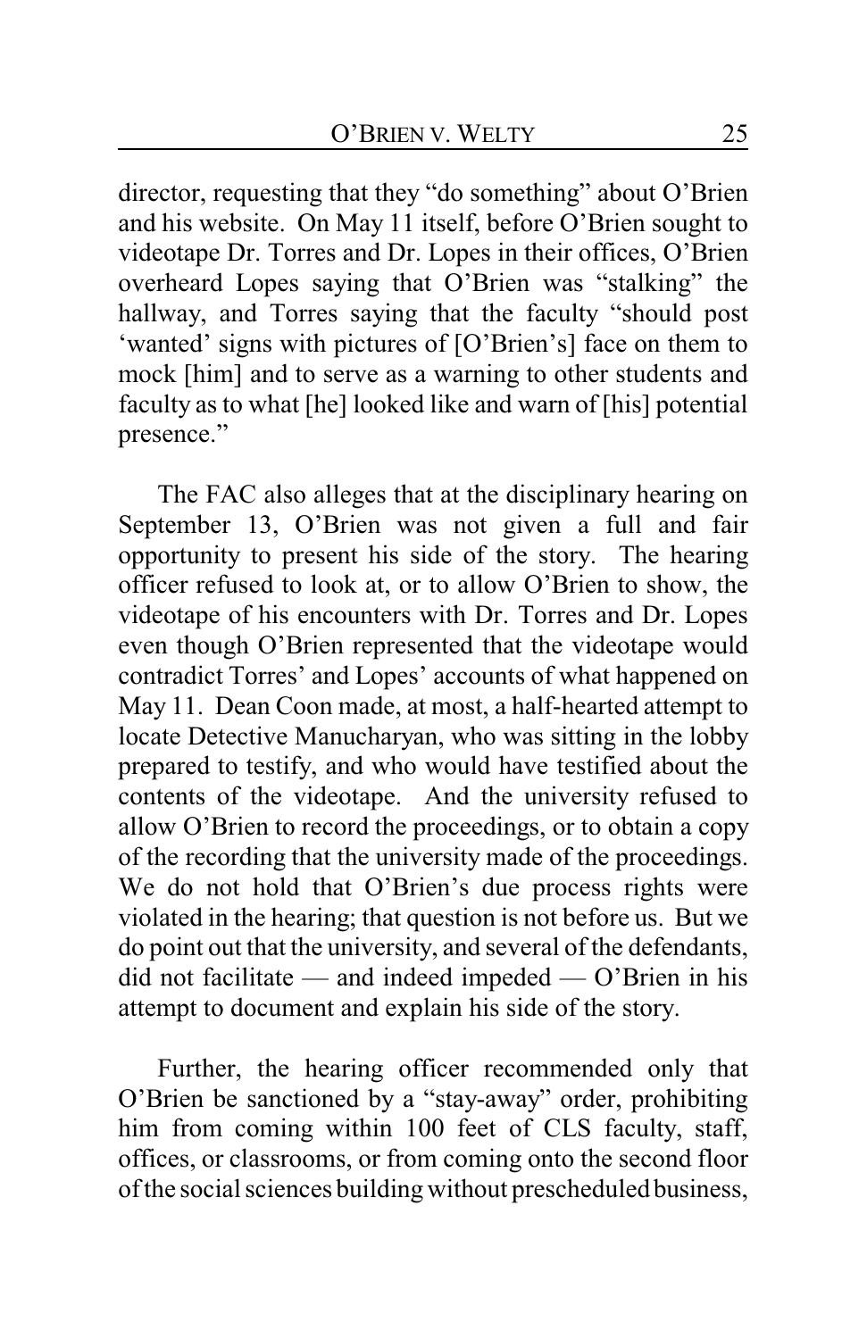director, requesting that they "do something" about O'Brien and his website. On May 11 itself, before O'Brien sought to videotape Dr. Torres and Dr. Lopes in their offices, O'Brien overheard Lopes saying that O'Brien was "stalking" the hallway, and Torres saying that the faculty "should post 'wanted' signs with pictures of [O'Brien's] face on them to mock [him] and to serve as a warning to other students and faculty as to what [he] looked like and warn of [his] potential presence."

The FAC also alleges that at the disciplinary hearing on September 13, O'Brien was not given a full and fair opportunity to present his side of the story. The hearing officer refused to look at, or to allow O'Brien to show, the videotape of his encounters with Dr. Torres and Dr. Lopes even though O'Brien represented that the videotape would contradict Torres' and Lopes' accounts of what happened on May 11. Dean Coon made, at most, a half-hearted attempt to locate Detective Manucharyan, who was sitting in the lobby prepared to testify, and who would have testified about the contents of the videotape. And the university refused to allow O'Brien to record the proceedings, or to obtain a copy of the recording that the university made of the proceedings. We do not hold that O'Brien's due process rights were violated in the hearing; that question is not before us. But we do point out that the university, and several of the defendants, did not facilitate — and indeed impeded — O'Brien in his attempt to document and explain his side of the story.

Further, the hearing officer recommended only that O'Brien be sanctioned by a "stay-away" order, prohibiting him from coming within 100 feet of CLS faculty, staff, offices, or classrooms, or from coming onto the second floor of the social sciences building without prescheduled business,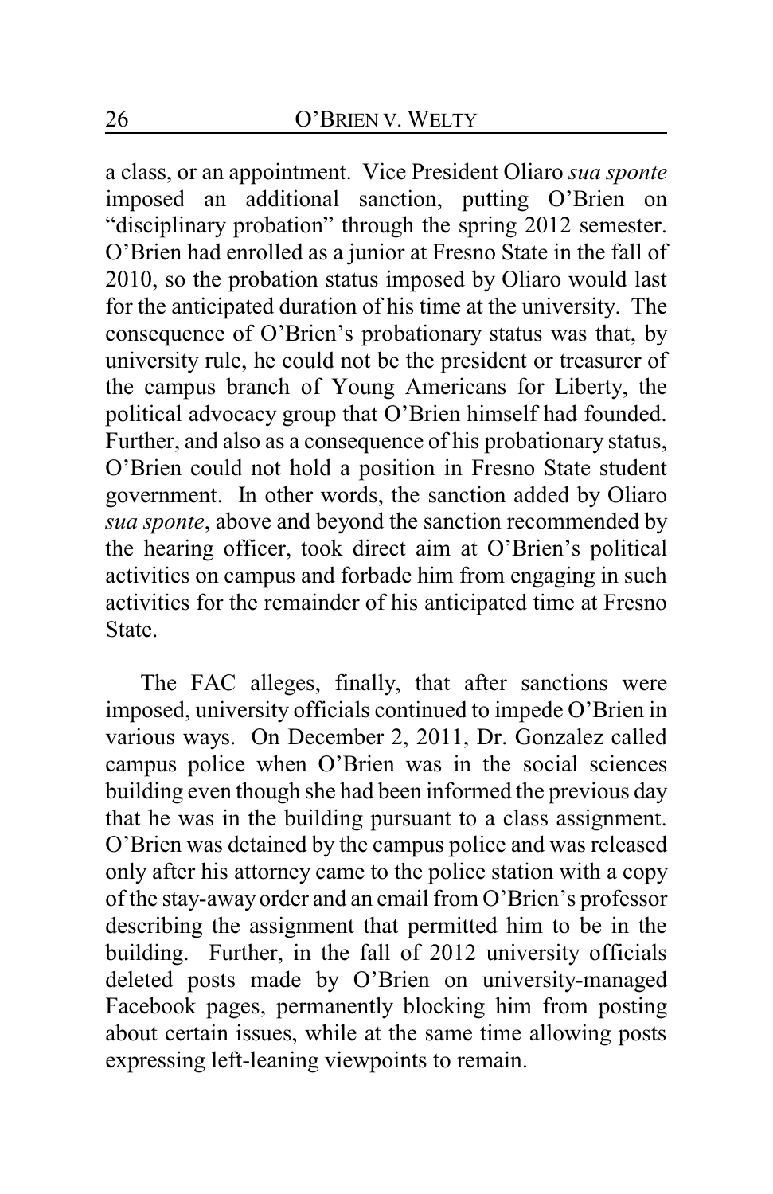a class, or an appointment. Vice President Oliaro *sua sponte* imposed an additional sanction, putting O'Brien on "disciplinary probation" through the spring 2012 semester. O'Brien had enrolled as a junior at Fresno State in the fall of 2010, so the probation status imposed by Oliaro would last for the anticipated duration of his time at the university. The consequence of O'Brien's probationary status was that, by university rule, he could not be the president or treasurer of the campus branch of Young Americans for Liberty, the political advocacy group that O'Brien himself had founded. Further, and also as a consequence of his probationary status, O'Brien could not hold a position in Fresno State student government. In other words, the sanction added by Oliaro *sua sponte*, above and beyond the sanction recommended by the hearing officer, took direct aim at O'Brien's political activities on campus and forbade him from engaging in such activities for the remainder of his anticipated time at Fresno State.

The FAC alleges, finally, that after sanctions were imposed, university officials continued to impede O'Brien in various ways. On December 2, 2011, Dr. Gonzalez called campus police when O'Brien was in the social sciences building even though she had been informed the previous day that he was in the building pursuant to a class assignment. O'Brien was detained by the campus police and was released only after his attorney came to the police station with a copy of the stay-away order and an email from O'Brien's professor describing the assignment that permitted him to be in the building. Further, in the fall of 2012 university officials deleted posts made by O'Brien on university-managed Facebook pages, permanently blocking him from posting about certain issues, while at the same time allowing posts expressing left-leaning viewpoints to remain.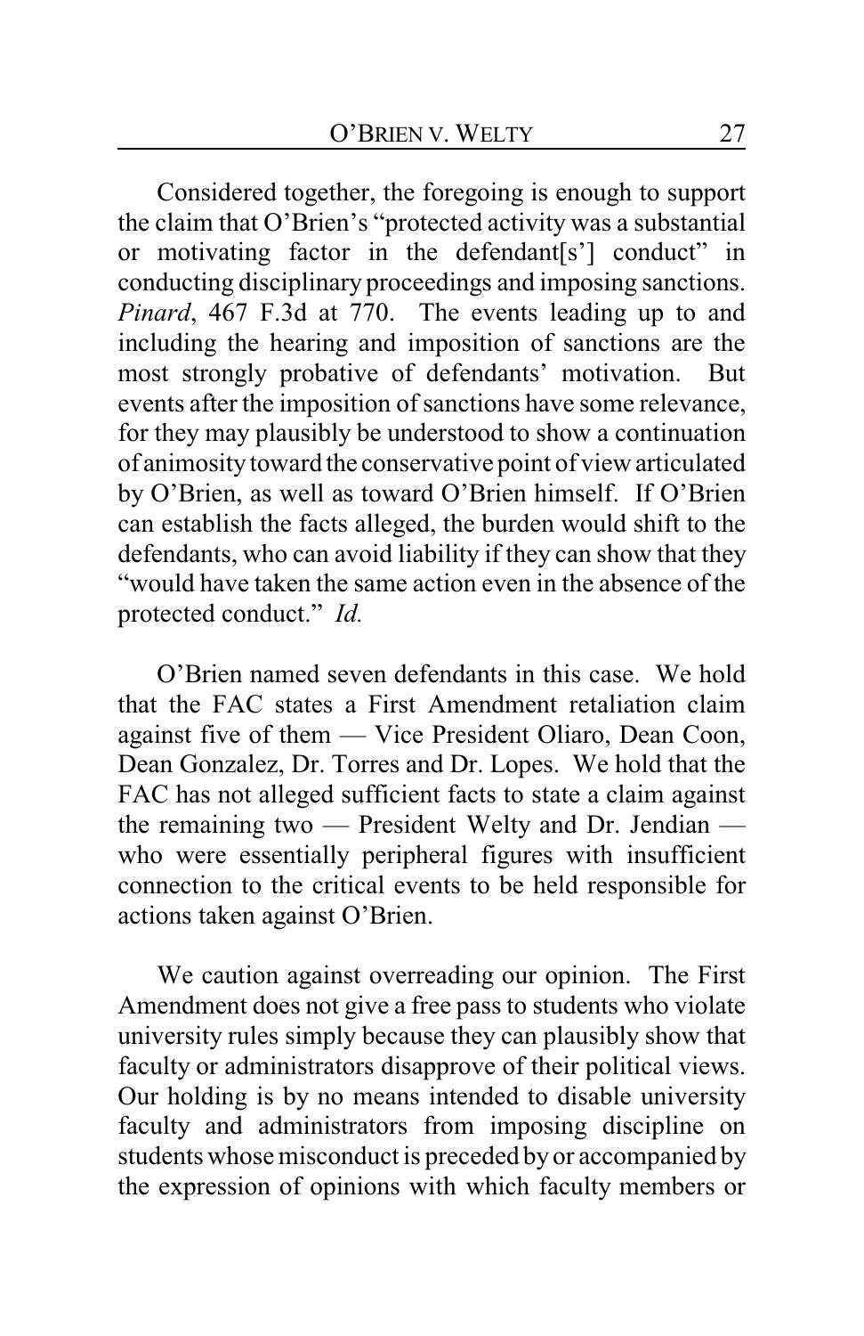Considered together, the foregoing is enough to support the claim that O'Brien's "protected activity was a substantial or motivating factor in the defendant[s'] conduct" in conducting disciplinary proceedings and imposing sanctions. *Pinard*, 467 F.3d at 770. The events leading up to and including the hearing and imposition of sanctions are the most strongly probative of defendants' motivation. But events after the imposition of sanctions have some relevance, for they may plausibly be understood to show a continuation of animosity toward the conservative point of view articulated by O'Brien, as well as toward O'Brien himself. If O'Brien can establish the facts alleged, the burden would shift to the defendants, who can avoid liability if they can show that they "would have taken the same action even in the absence of the protected conduct." *Id.*

O'Brien named seven defendants in this case. We hold that the FAC states a First Amendment retaliation claim against five of them — Vice President Oliaro, Dean Coon, Dean Gonzalez, Dr. Torres and Dr. Lopes. We hold that the FAC has not alleged sufficient facts to state a claim against the remaining two — President Welty and Dr. Jendian — who were essentially peripheral figures with insufficient connection to the critical events to be held responsible for actions taken against O'Brien.

We caution against overreading our opinion. The First Amendment does not give a free pass to students who violate university rules simply because they can plausibly show that faculty or administrators disapprove of their political views. Our holding is by no means intended to disable university faculty and administrators from imposing discipline on students whose misconduct is preceded by or accompanied by the expression of opinions with which faculty members or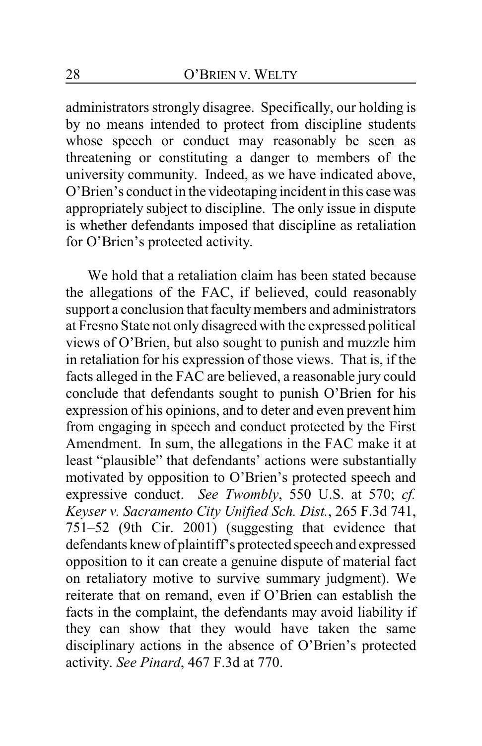administrators strongly disagree. Specifically, our holding is by no means intended to protect from discipline students whose speech or conduct may reasonably be seen as threatening or constituting a danger to members of the university community. Indeed, as we have indicated above, O'Brien's conduct in the videotaping incident in this case was appropriately subject to discipline. The only issue in dispute is whether defendants imposed that discipline as retaliation for O'Brien's protected activity.

We hold that a retaliation claim has been stated because the allegations of the FAC, if believed, could reasonably support a conclusion that faculty members and administrators at Fresno State not only disagreed with the expressed political views of O'Brien, but also sought to punish and muzzle him in retaliation for his expression of those views. That is, if the facts alleged in the FAC are believed, a reasonable jury could conclude that defendants sought to punish O'Brien for his expression of his opinions, and to deter and even prevent him from engaging in speech and conduct protected by the First Amendment. In sum, the allegations in the FAC make it at least "plausible" that defendants' actions were substantially motivated by opposition to O'Brien's protected speech and expressive conduct. *See Twombly*, 550 U.S. at 570; *cf. Keyser v. Sacramento City Unified Sch. Dist.*, 265 F.3d 741, 751–52 (9th Cir. 2001) (suggesting that evidence that defendants knew of plaintiff's protected speech and expressed opposition to it can create a genuine dispute of material fact on retaliatory motive to survive summary judgment). We reiterate that on remand, even if O'Brien can establish the facts in the complaint, the defendants may avoid liability if they can show that they would have taken the same disciplinary actions in the absence of O'Brien's protected activity. *See Pinard*, 467 F.3d at 770.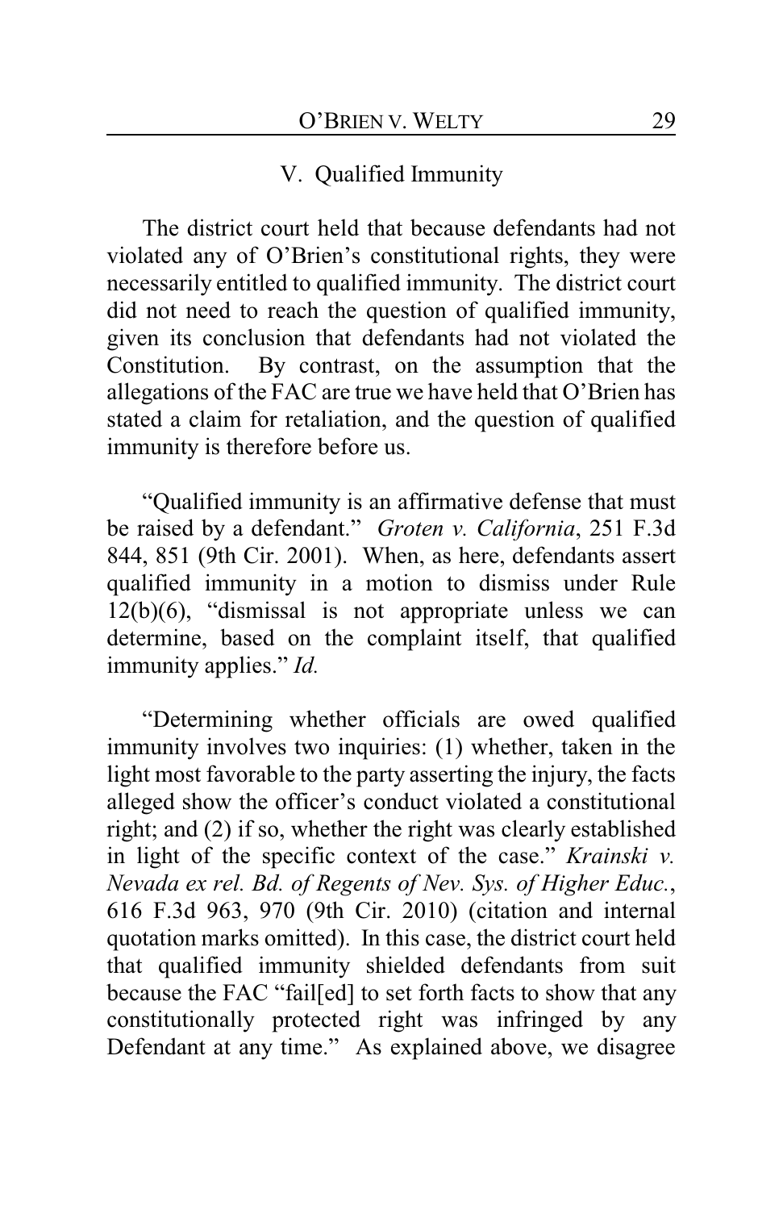## V. Qualified Immunity

The district court held that because defendants had not violated any of O'Brien's constitutional rights, they were necessarily entitled to qualified immunity. The district court did not need to reach the question of qualified immunity, given its conclusion that defendants had not violated the Constitution. By contrast, on the assumption that the allegations of the FAC are true we have held that O'Brien has stated a claim for retaliation, and the question of qualified immunity is therefore before us.

"Qualified immunity is an affirmative defense that must be raised by a defendant." *Groten v. California*, 251 F.3d 844, 851 (9th Cir. 2001). When, as here, defendants assert qualified immunity in a motion to dismiss under Rule 12(b)(6), "dismissal is not appropriate unless we can determine, based on the complaint itself, that qualified immunity applies." *Id.*

"Determining whether officials are owed qualified immunity involves two inquiries: (1) whether, taken in the light most favorable to the party asserting the injury, the facts alleged show the officer's conduct violated a constitutional right; and (2) if so, whether the right was clearly established in light of the specific context of the case." *Krainski v. Nevada ex rel. Bd. of Regents of Nev. Sys. of Higher Educ.*, 616 F.3d 963, 970 (9th Cir. 2010) (citation and internal quotation marks omitted). In this case, the district court held that qualified immunity shielded defendants from suit because the FAC "fail[ed] to set forth facts to show that any constitutionally protected right was infringed by any Defendant at any time." As explained above, we disagree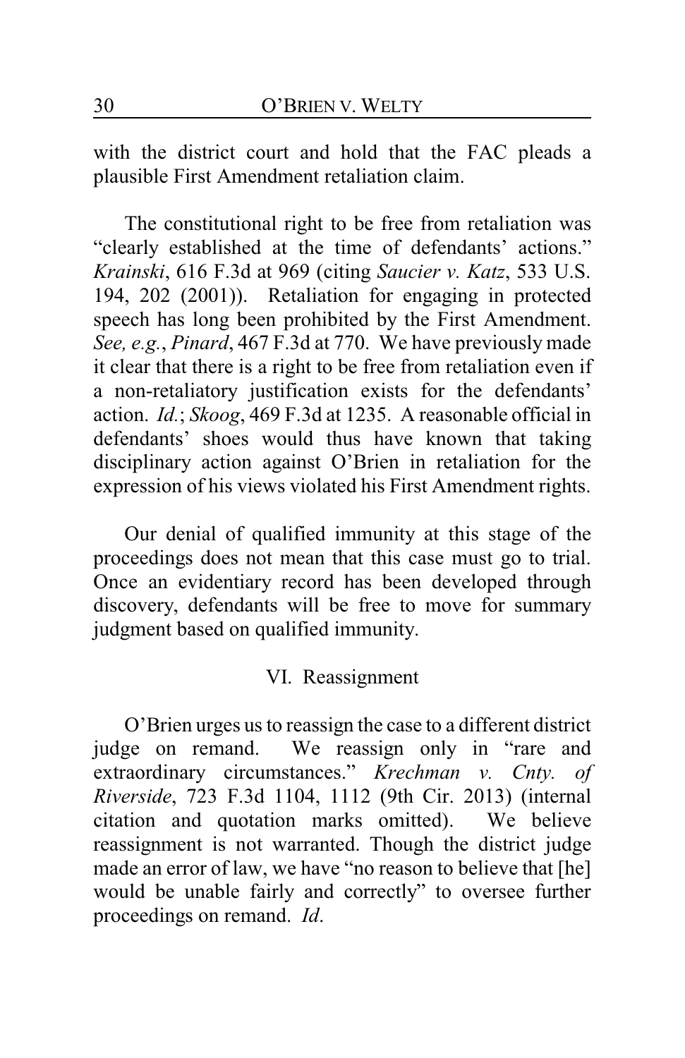with the district court and hold that the FAC pleads a plausible First Amendment retaliation claim.

The constitutional right to be free from retaliation was "clearly established at the time of defendants' actions." *Krainski*, 616 F.3d at 969 (citing *Saucier v. Katz*, 533 U.S. 194, 202 (2001)). Retaliation for engaging in protected speech has long been prohibited by the First Amendment. *See, e.g.*, *Pinard*, 467 F.3d at 770. We have previously made it clear that there is a right to be free from retaliation even if a non-retaliatory justification exists for the defendants' action. *Id.*; *Skoog*, 469 F.3d at 1235. A reasonable official in defendants' shoes would thus have known that taking disciplinary action against O'Brien in retaliation for the expression of his views violated his First Amendment rights.

Our denial of qualified immunity at this stage of the proceedings does not mean that this case must go to trial. Once an evidentiary record has been developed through discovery, defendants will be free to move for summary judgment based on qualified immunity.

## VI. Reassignment

O'Brien urges us to reassign the case to a different district judge on remand. We reassign only in "rare and extraordinary circumstances." *Krechman v. Cnty. of Riverside*, 723 F.3d 1104, 1112 (9th Cir. 2013) (internal citation and quotation marks omitted). We believe reassignment is not warranted. Though the district judge made an error of law, we have "no reason to believe that [he] would be unable fairly and correctly" to oversee further proceedings on remand. *Id.*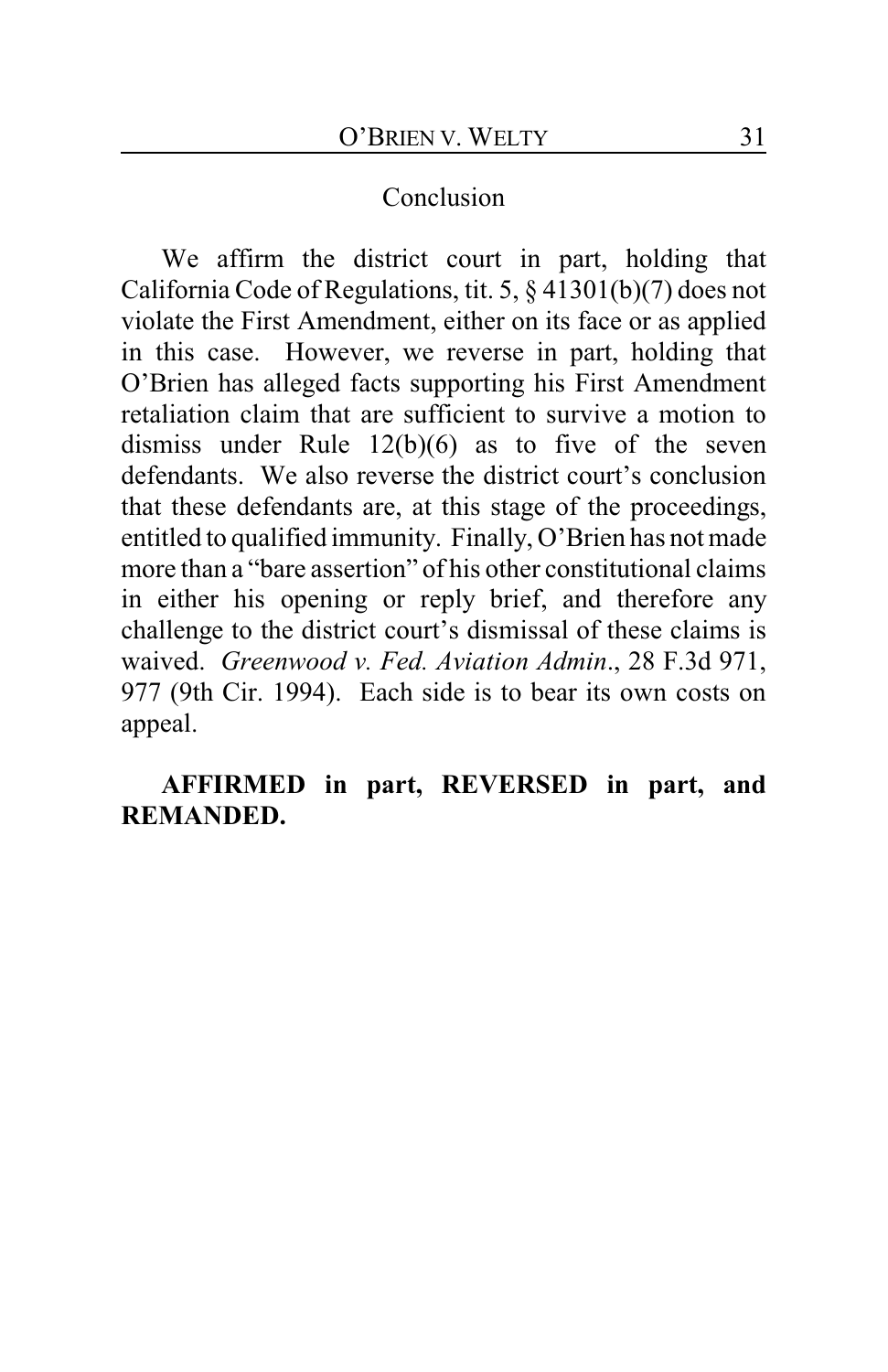## Conclusion

We affirm the district court in part, holding that California Code of Regulations, tit. 5, § 41301(b)(7) does not violate the First Amendment, either on its face or as applied in this case. However, we reverse in part, holding that O'Brien has alleged facts supporting his First Amendment retaliation claim that are sufficient to survive a motion to dismiss under Rule 12(b)(6) as to five of the seven defendants. We also reverse the district court's conclusion that these defendants are, at this stage of the proceedings, entitled to qualified immunity. Finally, O'Brien has not made more than a "bare assertion" of his other constitutional claims in either his opening or reply brief, and therefore any challenge to the district court's dismissal of these claims is waived. *Greenwood v. Fed. Aviation Admin.*, 28 F.3d 971, 977 (9th Cir. 1994). Each side is to bear its own costs on appeal.

**AFFIRMED in part, REVERSED in part, and REMANDED.**